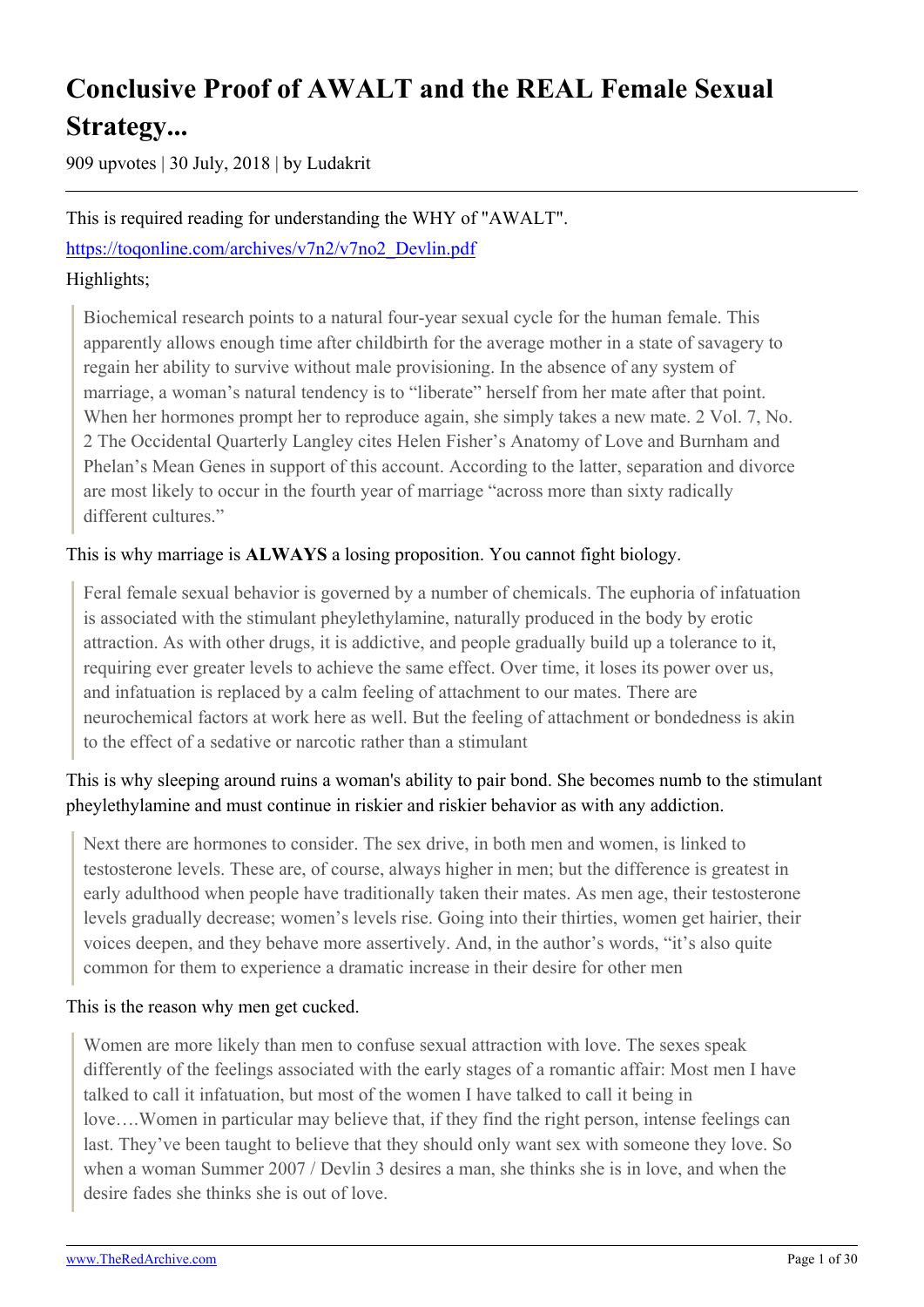# Conclusive Proof of AWALT and the REAL Female Sexual Strategy...

909 upvotes | 30 July, 2018 | by Ludakrit

This is required reading for understanding the WHY of "AWALT".

https://toqonline.com/archives/v7n2/v7no2_Devlin.pdf

Highlights;

> Biochemical research points to a natural four-year sexual cycle for the human female. This apparently allows enough time after childbirth for the average mother in a state of savagery to regain her ability to survive without male provisioning. In the absence of any system of marriage, a woman's natural tendency is to "liberate" herself from her mate after that point. When her hormones prompt her to reproduce again, she simply takes a new mate. 2 Vol. 7, No. 2 The Occidental Quarterly Langley cites Helen Fisher's Anatomy of Love and Burnham and Phelan's Mean Genes in support of this account. According to the latter, separation and divorce are most likely to occur in the fourth year of marriage "across more than sixty radically different cultures."

This is why marriage is **ALWAYS** a losing proposition. You cannot fight biology.

> Feral female sexual behavior is governed by a number of chemicals. The euphoria of infatuation is associated with the stimulant pheylethylamine, naturally produced in the body by erotic attraction. As with other drugs, it is addictive, and people gradually build up a tolerance to it, requiring ever greater levels to achieve the same effect. Over time, it loses its power over us, and infatuation is replaced by a calm feeling of attachment to our mates. There are neurochemical factors at work here as well. But the feeling of attachment or bondedness is akin to the effect of a sedative or narcotic rather than a stimulant

This is why sleeping around ruins a woman's ability to pair bond. She becomes numb to the stimulant pheylethylamine and must continue in riskier and riskier behavior as with any addiction.

> Next there are hormones to consider. The sex drive, in both men and women, is linked to testosterone levels. These are, of course, always higher in men; but the difference is greatest in early adulthood when people have traditionally taken their mates. As men age, their testosterone levels gradually decrease; women's levels rise. Going into their thirties, women get hairier, their voices deepen, and they behave more assertively. And, in the author's words, "it's also quite common for them to experience a dramatic increase in their desire for other men

This is the reason why men get cucked.

> Women are more likely than men to confuse sexual attraction with love. The sexes speak differently of the feelings associated with the early stages of a romantic affair: Most men I have talked to call it infatuation, but most of the women I have talked to call it being in love….Women in particular may believe that, if they find the right person, intense feelings can last. They've been taught to believe that they should only want sex with someone they love. So when a woman Summer 2007 / Devlin 3 desires a man, she thinks she is in love, and when the desire fades she thinks she is out of love.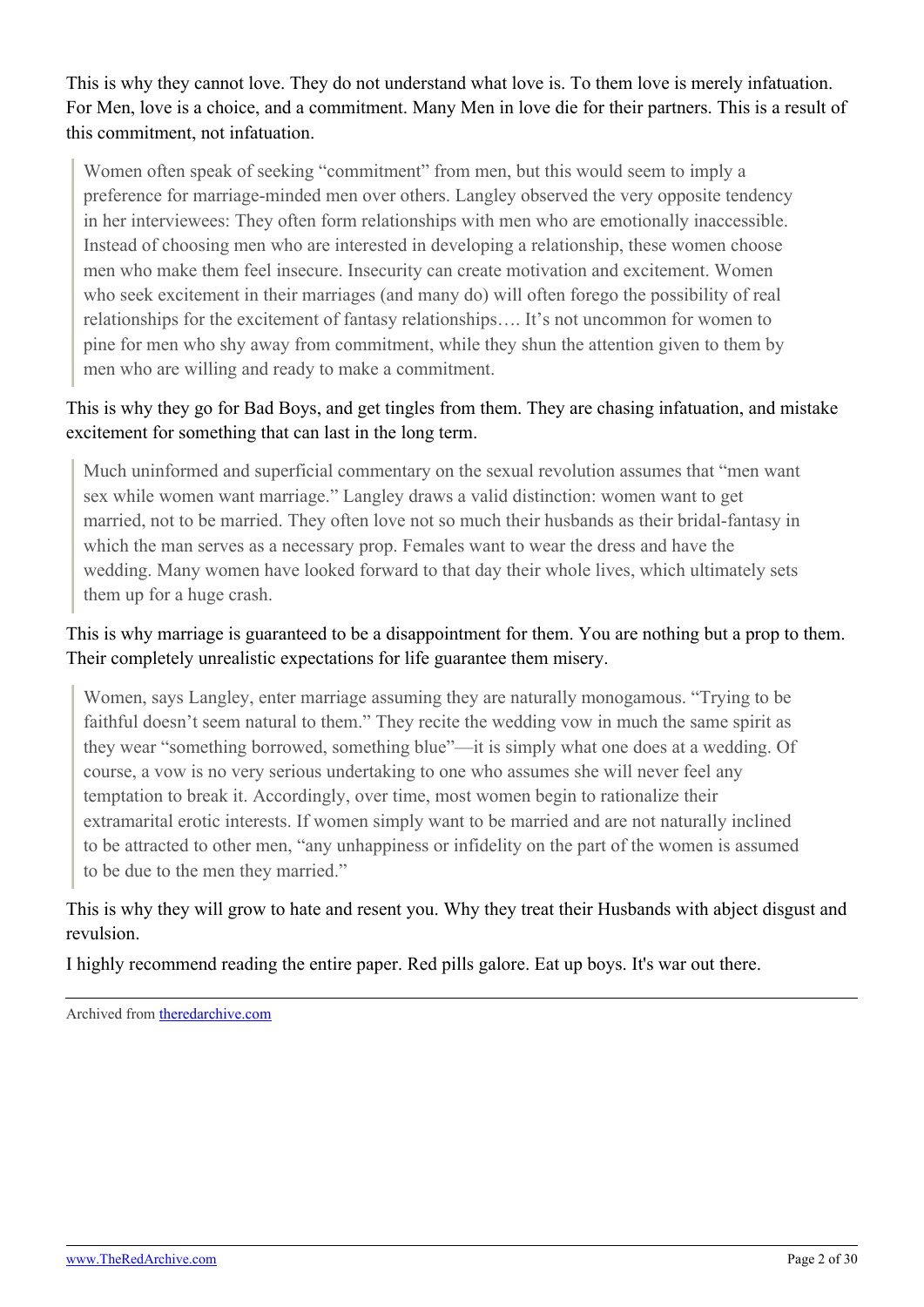This is why they cannot love. They do not understand what love is. To them love is merely infatuation. For Men, love is a choice, and a commitment. Many Men in love die for their partners. This is a result of this commitment, not infatuation.

> Women often speak of seeking "commitment" from men, but this would seem to imply a preference for marriage-minded men over others. Langley observed the very opposite tendency in her interviewees: They often form relationships with men who are emotionally inaccessible. Instead of choosing men who are interested in developing a relationship, these women choose men who make them feel insecure. Insecurity can create motivation and excitement. Women who seek excitement in their marriages (and many do) will often forego the possibility of real relationships for the excitement of fantasy relationships…. It's not uncommon for women to pine for men who shy away from commitment, while they shun the attention given to them by men who are willing and ready to make a commitment.

This is why they go for Bad Boys, and get tingles from them. They are chasing infatuation, and mistake excitement for something that can last in the long term.

> Much uninformed and superficial commentary on the sexual revolution assumes that "men want sex while women want marriage." Langley draws a valid distinction: women want to get married, not to be married. They often love not so much their husbands as their bridal-fantasy in which the man serves as a necessary prop. Females want to wear the dress and have the wedding. Many women have looked forward to that day their whole lives, which ultimately sets them up for a huge crash.

This is why marriage is guaranteed to be a disappointment for them. You are nothing but a prop to them. Their completely unrealistic expectations for life guarantee them misery.

> Women, says Langley, enter marriage assuming they are naturally monogamous. "Trying to be faithful doesn't seem natural to them." They recite the wedding vow in much the same spirit as they wear "something borrowed, something blue"—it is simply what one does at a wedding. Of course, a vow is no very serious undertaking to one who assumes she will never feel any temptation to break it. Accordingly, over time, most women begin to rationalize their extramarital erotic interests. If women simply want to be married and are not naturally inclined to be attracted to other men, "any unhappiness or infidelity on the part of the women is assumed to be due to the men they married."

This is why they will grow to hate and resent you. Why they treat their Husbands with abject disgust and revulsion.

I highly recommend reading the entire paper. Red pills galore. Eat up boys. It's war out there.

---

Archived from [theredarchive.com](theredarchive.com)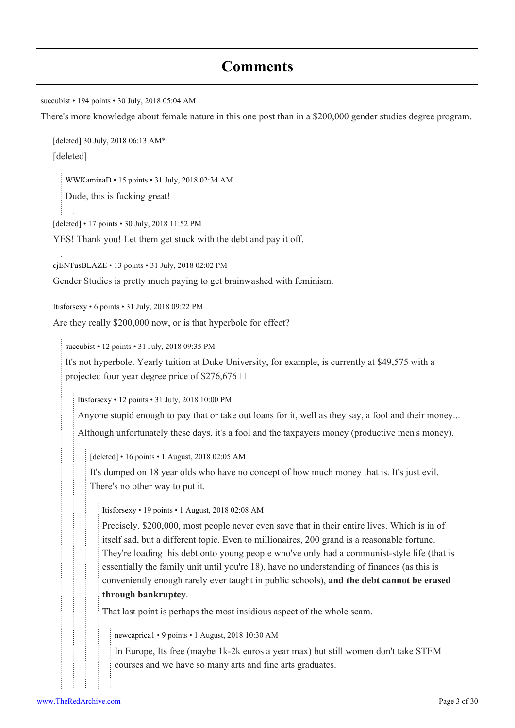# Comments

succubist • 194 points • 30 July, 2018 05:04 AM

There's more knowledge about female nature in this one post than in a $200,000 gender studies degree program.

> [deleted] 30 July, 2018 06:13 AM*
>
> [deleted]
>
> > WWKaminaD • 15 points • 31 July, 2018 02:34 AM
> >
> > Dude, this is fucking great!
>
> [deleted] • 17 points • 30 July, 2018 11:52 PM
>
> YES! Thank you! Let them get stuck with the debt and pay it off.
>
> cjENTusBLAZE • 13 points • 31 July, 2018 02:02 PM
>
> Gender Studies is pretty much paying to get brainwashed with feminism.
>
> Itisforsexy • 6 points • 31 July, 2018 09:22 PM
>
> Are they really $200,000 now, or is that hyperbole for effect?
>
> > succubist • 12 points • 31 July, 2018 09:35 PM
> >
> > It's not hyperbole. Yearly tuition at Duke University, for example, is currently at $49,575 with a projected four year degree price of $276,676
> >
> > > Itisforsexy • 12 points • 31 July, 2018 10:00 PM
> > >
> > > Anyone stupid enough to pay that or take out loans for it, well as they say, a fool and their money...
> > >
> > > Although unfortunately these days, it's a fool and the taxpayers money (productive men's money).
> > >
> > > > [deleted] • 16 points • 1 August, 2018 02:05 AM
> > > >
> > > > It's dumped on 18 year olds who have no concept of how much money that is. It's just evil. There's no other way to put it.
> > > >
> > > > > Itisforsexy • 19 points • 1 August, 2018 02:08 AM
> > > > >
> > > > > Precisely. $200,000, most people never even save that in their entire lives. Which is in of itself sad, but a different topic. Even to millionaires, 200 grand is a reasonable fortune. They're loading this debt onto young people who've only had a communist-style life (that is essentially the family unit until you're 18), have no understanding of finances (as this is conveniently enough rarely ever taught in public schools), **and the debt cannot be erased through bankruptcy**.
> > > > >
> > > > > That last point is perhaps the most insidious aspect of the whole scam.
> > > > >
> > > > > > newcaprica1 • 9 points • 1 August, 2018 10:30 AM
> > > > > >
> > > > > > In Europe, Its free (maybe 1k-2k euros a year max) but still women don't take STEM courses and we have so many arts and fine arts graduates.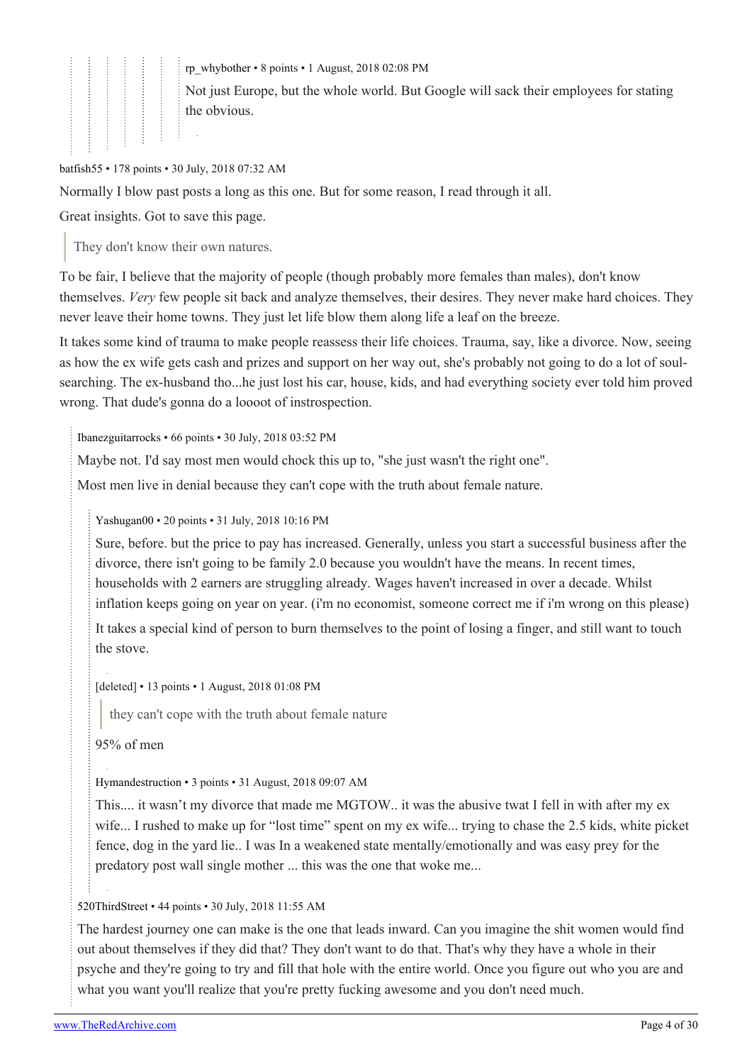rp_whybother • 8 points • 1 August, 2018 02:08 PM

Not just Europe, but the whole world. But Google will sack their employees for stating the obvious.

batfish55 • 178 points • 30 July, 2018 07:32 AM

Normally I blow past posts a long as this one. But for some reason, I read through it all.

Great insights. Got to save this page.

> They don't know their own natures.

To be fair, I believe that the majority of people (though probably more females than males), don't know themselves. *Very* few people sit back and analyze themselves, their desires. They never make hard choices. They never leave their home towns. They just let life blow them along life a leaf on the breeze.

It takes some kind of trauma to make people reassess their life choices. Trauma, say, like a divorce. Now, seeing as how the ex wife gets cash and prizes and support on her way out, she's probably not going to do a lot of soul-searching. The ex-husband tho...he just lost his car, house, kids, and had everything society ever told him proved wrong. That dude's gonna do a loooot of instrospection.

Ibanezguitarrocks • 66 points • 30 July, 2018 03:52 PM

Maybe not. I'd say most men would chock this up to, "she just wasn't the right one".

Most men live in denial because they can't cope with the truth about female nature.

Yashugan00 • 20 points • 31 July, 2018 10:16 PM

Sure, before. but the price to pay has increased. Generally, unless you start a successful business after the divorce, there isn't going to be family 2.0 because you wouldn't have the means. In recent times, households with 2 earners are struggling already. Wages haven't increased in over a decade. Whilst inflation keeps going on year on year. (i'm no economist, someone correct me if i'm wrong on this please)

It takes a special kind of person to burn themselves to the point of losing a finger, and still want to touch the stove.

[deleted] • 13 points • 1 August, 2018 01:08 PM

> they can't cope with the truth about female nature

95% of men

Hymandestruction • 3 points • 31 August, 2018 09:07 AM

This.... it wasn't my divorce that made me MGTOW.. it was the abusive twat I fell in with after my ex wife... I rushed to make up for "lost time" spent on my ex wife... trying to chase the 2.5 kids, white picket fence, dog in the yard lie.. I was In a weakened state mentally/emotionally and was easy prey for the predatory post wall single mother ... this was the one that woke me...

520ThirdStreet • 44 points • 30 July, 2018 11:55 AM

The hardest journey one can make is the one that leads inward. Can you imagine the shit women would find out about themselves if they did that? They don't want to do that. That's why they have a whole in their psyche and they're going to try and fill that hole with the entire world. Once you figure out who you are and what you want you'll realize that you're pretty fucking awesome and you don't need much.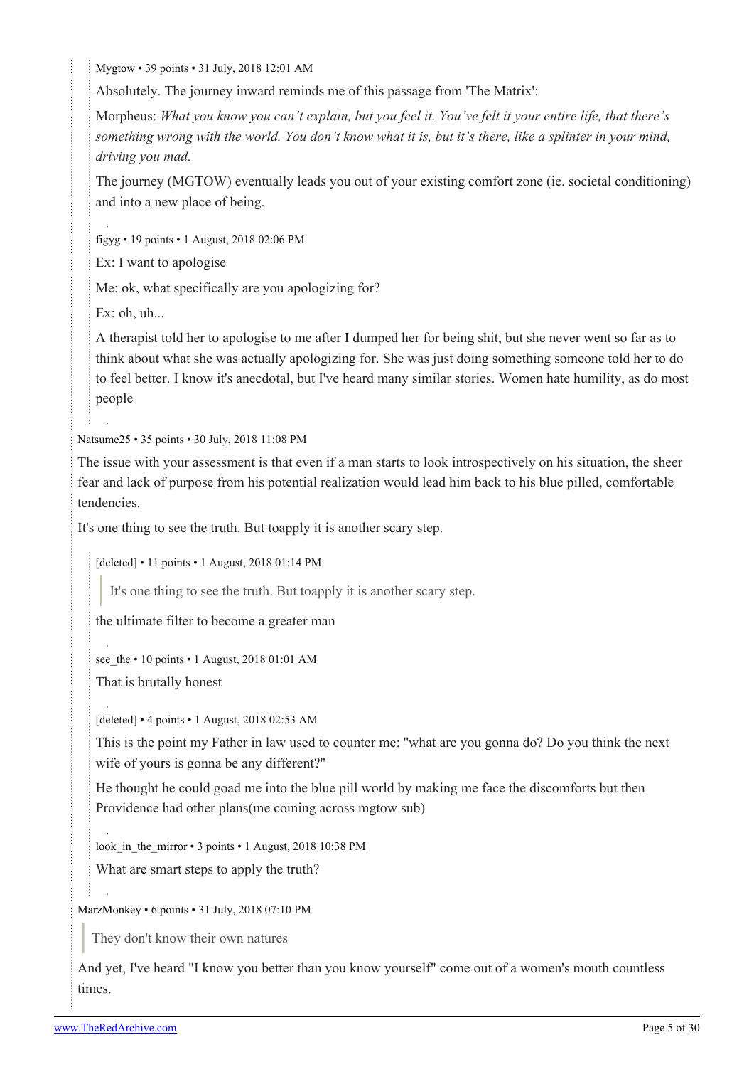Mygtow • 39 points • 31 July, 2018 12:01 AM

Absolutely. The journey inward reminds me of this passage from 'The Matrix':

Morpheus: *What you know you can't explain, but you feel it. You've felt it your entire life, that there's something wrong with the world. You don't know what it is, but it's there, like a splinter in your mind, driving you mad.*

The journey (MGTOW) eventually leads you out of your existing comfort zone (ie. societal conditioning) and into a new place of being.

figyg • 19 points • 1 August, 2018 02:06 PM

Ex: I want to apologise

Me: ok, what specifically are you apologizing for?

Ex: oh, uh...

A therapist told her to apologise to me after I dumped her for being shit, but she never went so far as to think about what she was actually apologizing for. She was just doing something someone told her to do to feel better. I know it's anecdotal, but I've heard many similar stories. Women hate humility, as do most people

Natsume25 • 35 points • 30 July, 2018 11:08 PM

The issue with your assessment is that even if a man starts to look introspectively on his situation, the sheer fear and lack of purpose from his potential realization would lead him back to his blue pilled, comfortable tendencies.

It's one thing to see the truth. But toapply it is another scary step.

[deleted] • 11 points • 1 August, 2018 01:14 PM

> It's one thing to see the truth. But toapply it is another scary step.

the ultimate filter to become a greater man

see_the • 10 points • 1 August, 2018 01:01 AM

That is brutally honest

[deleted] • 4 points • 1 August, 2018 02:53 AM

This is the point my Father in law used to counter me: "what are you gonna do? Do you think the next wife of yours is gonna be any different?"

He thought he could goad me into the blue pill world by making me face the discomforts but then Providence had other plans(me coming across mgtow sub)

look_in_the_mirror • 3 points • 1 August, 2018 10:38 PM

What are smart steps to apply the truth?

MarzMonkey • 6 points • 31 July, 2018 07:10 PM

> They don't know their own natures

And yet, I've heard "I know you better than you know yourself" come out of a women's mouth countless times.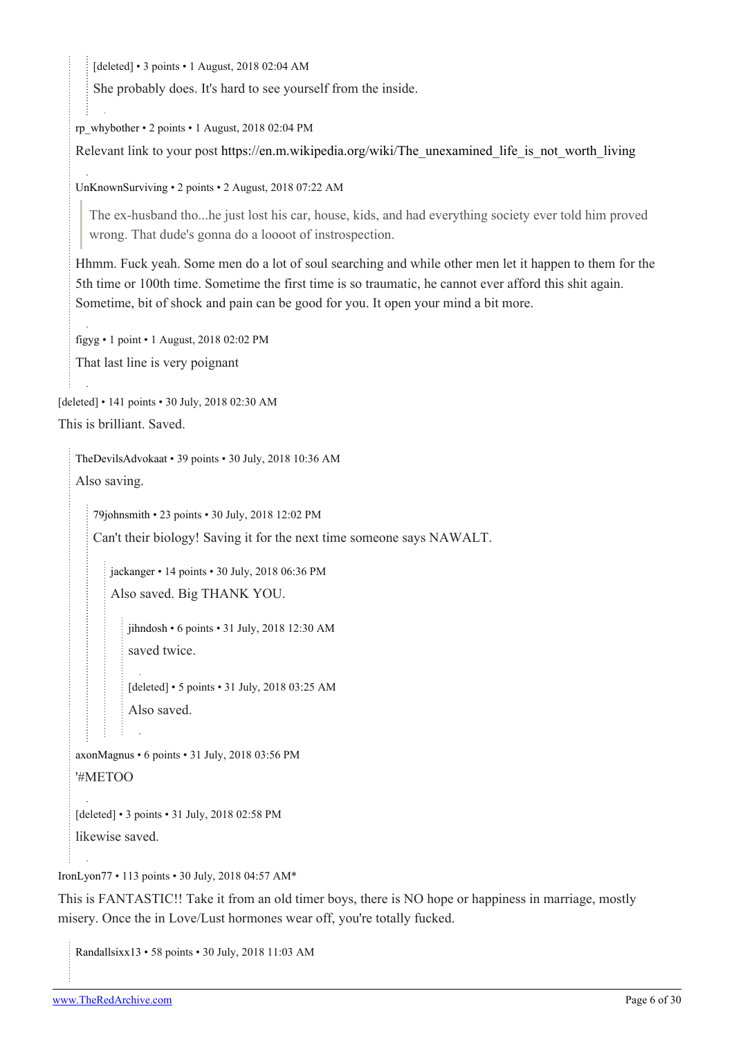[deleted] • 3 points • 1 August, 2018 02:04 AM

She probably does. It's hard to see yourself from the inside.

rp_whybother • 2 points • 1 August, 2018 02:04 PM

Relevant link to your post https://en.m.wikipedia.org/wiki/The_unexamined_life_is_not_worth_living

UnKnownSurviving • 2 points • 2 August, 2018 07:22 AM

> The ex-husband tho...he just lost his car, house, kids, and had everything society ever told him proved wrong. That dude's gonna do a loooot of instrospection.

Hhmm. Fuck yeah. Some men do a lot of soul searching and while other men let it happen to them for the 5th time or 100th time. Sometime the first time is so traumatic, he cannot ever afford this shit again. Sometime, bit of shock and pain can be good for you. It open your mind a bit more.

figyg • 1 point • 1 August, 2018 02:02 PM

That last line is very poignant

[deleted] • 141 points • 30 July, 2018 02:30 AM

This is brilliant. Saved.

TheDevilsAdvokaat • 39 points • 30 July, 2018 10:36 AM

Also saving.

79johnsmith • 23 points • 30 July, 2018 12:02 PM

Can't their biology! Saving it for the next time someone says NAWALT.

jackanger • 14 points • 30 July, 2018 06:36 PM

Also saved. Big THANK YOU.

jihndosh • 6 points • 31 July, 2018 12:30 AM

saved twice.

[deleted] • 5 points • 31 July, 2018 03:25 AM

Also saved.

axonMagnus • 6 points • 31 July, 2018 03:56 PM

'#METOO

[deleted] • 3 points • 31 July, 2018 02:58 PM

likewise saved.

IronLyon77 • 113 points • 30 July, 2018 04:57 AM*

This is FANTASTIC!! Take it from an old timer boys, there is NO hope or happiness in marriage, mostly misery. Once the in Love/Lust hormones wear off, you're totally fucked.

Randallsixx13 • 58 points • 30 July, 2018 11:03 AM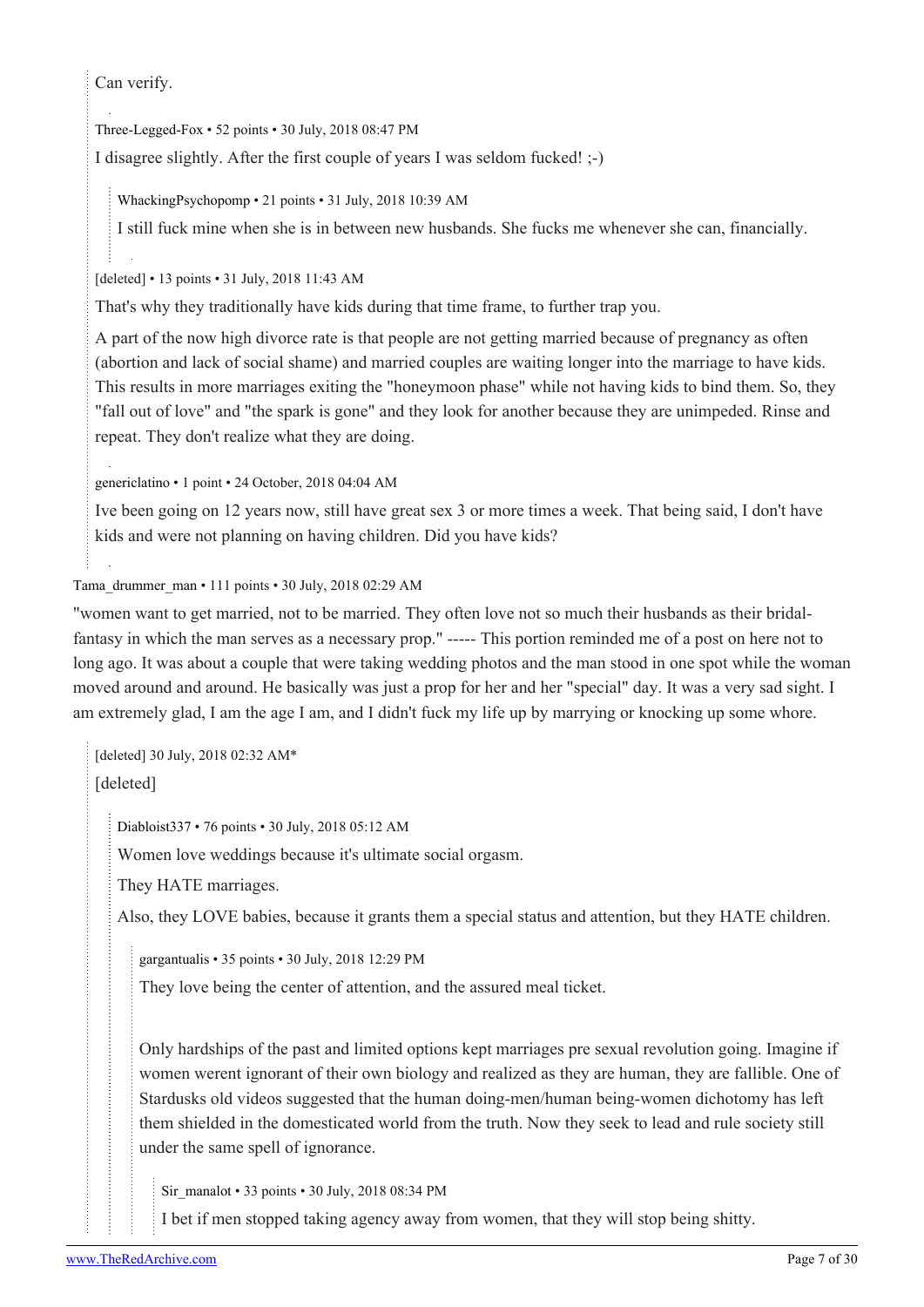Can verify.

Three-Legged-Fox • 52 points • 30 July, 2018 08:47 PM

I disagree slightly. After the first couple of years I was seldom fucked! ;-)

> WhackingPsychopomp • 21 points • 31 July, 2018 10:39 AM
>
> I still fuck mine when she is in between new husbands. She fucks me whenever she can, financially.

[deleted] • 13 points • 31 July, 2018 11:43 AM

That's why they traditionally have kids during that time frame, to further trap you.

A part of the now high divorce rate is that people are not getting married because of pregnancy as often (abortion and lack of social shame) and married couples are waiting longer into the marriage to have kids. This results in more marriages exiting the "honeymoon phase" while not having kids to bind them. So, they "fall out of love" and "the spark is gone" and they look for another because they are unimpeded. Rinse and repeat. They don't realize what they are doing.

genericlatino • 1 point • 24 October, 2018 04:04 AM

Ive been going on 12 years now, still have great sex 3 or more times a week. That being said, I don't have kids and were not planning on having children. Did you have kids?

Tama_drummer_man • 111 points • 30 July, 2018 02:29 AM

"women want to get married, not to be married. They often love not so much their husbands as their bridal-fantasy in which the man serves as a necessary prop." ----- This portion reminded me of a post on here not to long ago. It was about a couple that were taking wedding photos and the man stood in one spot while the woman moved around and around. He basically was just a prop for her and her "special" day. It was a very sad sight. I am extremely glad, I am the age I am, and I didn't fuck my life up by marrying or knocking up some whore.

> [deleted] 30 July, 2018 02:32 AM*
>
> [deleted]
>
> > Diabloist337 • 76 points • 30 July, 2018 05:12 AM
> >
> > Women love weddings because it's ultimate social orgasm.
> >
> > They HATE marriages.
> >
> > Also, they LOVE babies, because it grants them a special status and attention, but they HATE children.
> >
> > > gargantualis • 35 points • 30 July, 2018 12:29 PM
> > >
> > > They love being the center of attention, and the assured meal ticket.
> > >
> > > Only hardships of the past and limited options kept marriages pre sexual revolution going. Imagine if women werent ignorant of their own biology and realized as they are human, they are fallible. One of Stardusks old videos suggested that the human doing-men/human being-women dichotomy has left them shielded in the domesticated world from the truth. Now they seek to lead and rule society still under the same spell of ignorance.
> > >
> > > > Sir_manalot • 33 points • 30 July, 2018 08:34 PM
> > > >
> > > > I bet if men stopped taking agency away from women, that they will stop being shitty.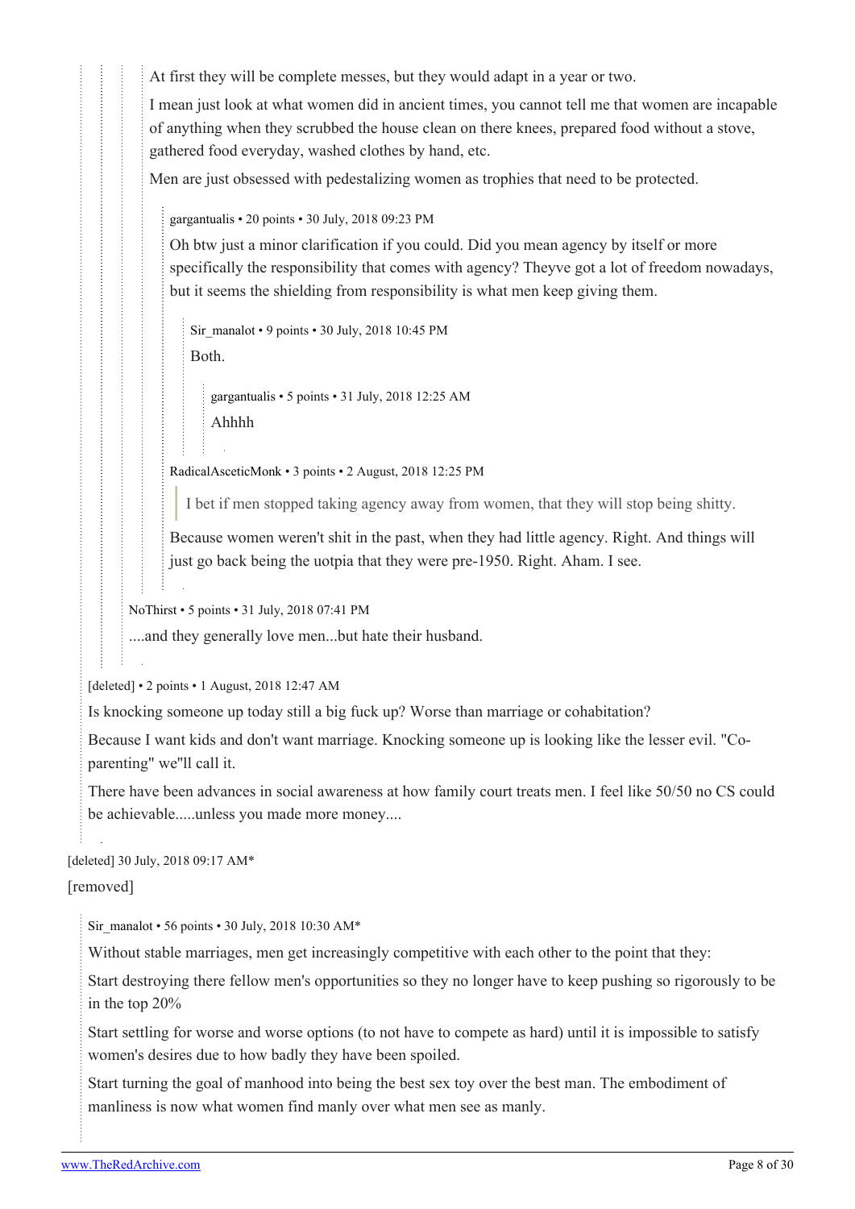At first they will be complete messes, but they would adapt in a year or two.

I mean just look at what women did in ancient times, you cannot tell me that women are incapable of anything when they scrubbed the house clean on there knees, prepared food without a stove, gathered food everyday, washed clothes by hand, etc.

Men are just obsessed with pedestalizing women as trophies that need to be protected.

gargantualis • 20 points • 30 July, 2018 09:23 PM

Oh btw just a minor clarification if you could. Did you mean agency by itself or more specifically the responsibility that comes with agency? Theyve got a lot of freedom nowadays, but it seems the shielding from responsibility is what men keep giving them.

Sir_manalot • 9 points • 30 July, 2018 10:45 PM

Both.

gargantualis • 5 points • 31 July, 2018 12:25 AM

Ahhhh

RadicalAsceticMonk • 3 points • 2 August, 2018 12:25 PM

> I bet if men stopped taking agency away from women, that they will stop being shitty.

Because women weren't shit in the past, when they had little agency. Right. And things will just go back being the uotpia that they were pre-1950. Right. Aham. I see.

NoThirst • 5 points • 31 July, 2018 07:41 PM

....and they generally love men...but hate their husband.

[deleted] • 2 points • 1 August, 2018 12:47 AM

Is knocking someone up today still a big fuck up? Worse than marriage or cohabitation?

Because I want kids and don't want marriage. Knocking someone up is looking like the lesser evil. "Co-parenting" we''ll call it.

There have been advances in social awareness at how family court treats men. I feel like 50/50 no CS could be achievable.....unless you made more money....

[deleted] 30 July, 2018 09:17 AM*

[removed]

Sir_manalot • 56 points • 30 July, 2018 10:30 AM*

Without stable marriages, men get increasingly competitive with each other to the point that they:

Start destroying there fellow men's opportunities so they no longer have to keep pushing so rigorously to be in the top 20%

Start settling for worse and worse options (to not have to compete as hard) until it is impossible to satisfy women's desires due to how badly they have been spoiled.

Start turning the goal of manhood into being the best sex toy over the best man. The embodiment of manliness is now what women find manly over what men see as manly.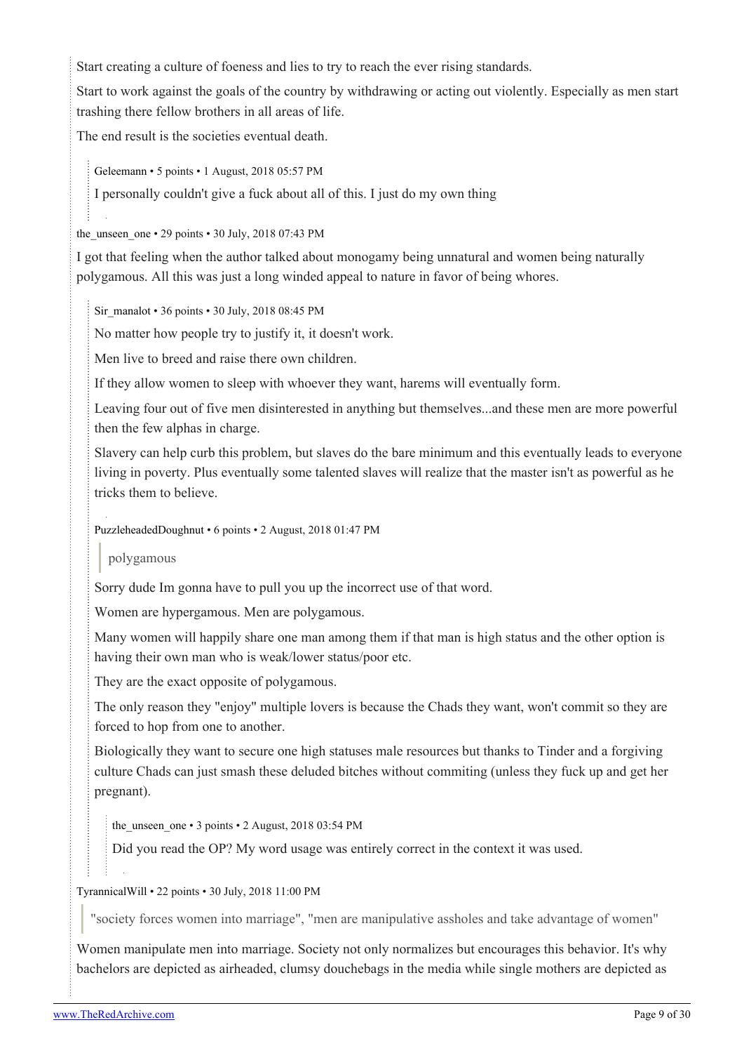Start creating a culture of foeness and lies to try to reach the ever rising standards.

Start to work against the goals of the country by withdrawing or acting out violently. Especially as men start trashing there fellow brothers in all areas of life.

The end result is the societies eventual death.

> Geleemann • 5 points • 1 August, 2018 05:57 PM
>
> I personally couldn't give a fuck about all of this. I just do my own thing

the_unseen_one • 29 points • 30 July, 2018 07:43 PM

I got that feeling when the author talked about monogamy being unnatural and women being naturally polygamous. All this was just a long winded appeal to nature in favor of being whores.

> Sir_manalot • 36 points • 30 July, 2018 08:45 PM
>
> No matter how people try to justify it, it doesn't work.
>
> Men live to breed and raise there own children.
>
> If they allow women to sleep with whoever they want, harems will eventually form.
>
> Leaving four out of five men disinterested in anything but themselves...and these men are more powerful then the few alphas in charge.
>
> Slavery can help curb this problem, but slaves do the bare minimum and this eventually leads to everyone living in poverty. Plus eventually some talented slaves will realize that the master isn't as powerful as he tricks them to believe.

> PuzzleheadedDoughnut • 6 points • 2 August, 2018 01:47 PM
>
> > polygamous
>
> Sorry dude Im gonna have to pull you up the incorrect use of that word.
>
> Women are hypergamous. Men are polygamous.
>
> Many women will happily share one man among them if that man is high status and the other option is having their own man who is weak/lower status/poor etc.
>
> They are the exact opposite of polygamous.
>
> The only reason they "enjoy" multiple lovers is because the Chads they want, won't commit so they are forced to hop from one to another.
>
> Biologically they want to secure one high statuses male resources but thanks to Tinder and a forgiving culture Chads can just smash these deluded bitches without commiting (unless they fuck up and get her pregnant).
>
> > the_unseen_one • 3 points • 2 August, 2018 03:54 PM
> >
> > Did you read the OP? My word usage was entirely correct in the context it was used.

TyrannicalWill • 22 points • 30 July, 2018 11:00 PM

> "society forces women into marriage", "men are manipulative assholes and take advantage of women"

Women manipulate men into marriage. Society not only normalizes but encourages this behavior. It's why bachelors are depicted as airheaded, clumsy douchebags in the media while single mothers are depicted as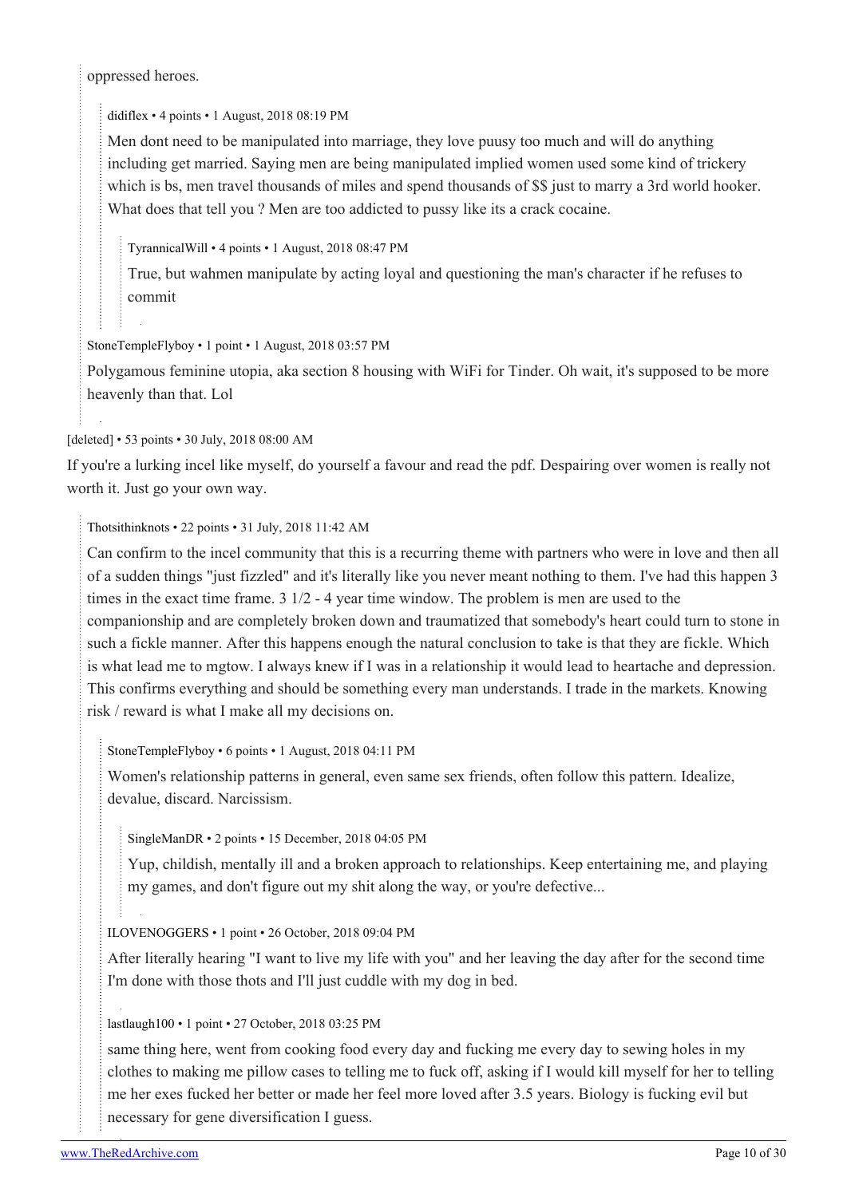oppressed heroes.

> didiflex • 4 points • 1 August, 2018 08:19 PM
>
> Men dont need to be manipulated into marriage, they love puusy too much and will do anything including get married. Saying men are being manipulated implied women used some kind of trickery which is bs, men travel thousands of miles and spend thousands of $$ just to marry a 3rd world hooker. What does that tell you ? Men are too addicted to pussy like its a crack cocaine.
>
> > TyrannicalWill • 4 points • 1 August, 2018 08:47 PM
> >
> > True, but wahmen manipulate by acting loyal and questioning the man's character if he refuses to commit

StoneTempleFlyboy • 1 point • 1 August, 2018 03:57 PM

Polygamous feminine utopia, aka section 8 housing with WiFi for Tinder. Oh wait, it's supposed to be more heavenly than that. Lol

[deleted] • 53 points • 30 July, 2018 08:00 AM

If you're a lurking incel like myself, do yourself a favour and read the pdf. Despairing over women is really not worth it. Just go your own way.

> Thotsithinknots • 22 points • 31 July, 2018 11:42 AM
>
> Can confirm to the incel community that this is a recurring theme with partners who were in love and then all of a sudden things "just fizzled" and it's literally like you never meant nothing to them. I've had this happen 3 times in the exact time frame. 3 1/2 - 4 year time window. The problem is men are used to the companionship and are completely broken down and traumatized that somebody's heart could turn to stone in such a fickle manner. After this happens enough the natural conclusion to take is that they are fickle. Which is what lead me to mgtow. I always knew if I was in a relationship it would lead to heartache and depression. This confirms everything and should be something every man understands. I trade in the markets. Knowing risk / reward is what I make all my decisions on.
>
> > StoneTempleFlyboy • 6 points • 1 August, 2018 04:11 PM
> >
> > Women's relationship patterns in general, even same sex friends, often follow this pattern. Idealize, devalue, discard. Narcissism.
> >
> > > SingleManDR • 2 points • 15 December, 2018 04:05 PM
> > >
> > > Yup, childish, mentally ill and a broken approach to relationships. Keep entertaining me, and playing my games, and don't figure out my shit along the way, or you're defective...
>
> > ILOVENOGGERS • 1 point • 26 October, 2018 09:04 PM
> >
> > After literally hearing "I want to live my life with you" and her leaving the day after for the second time I'm done with those thots and I'll just cuddle with my dog in bed.
>
> > lastlaugh100 • 1 point • 27 October, 2018 03:25 PM
> >
> > same thing here, went from cooking food every day and fucking me every day to sewing holes in my clothes to making me pillow cases to telling me to fuck off, asking if I would kill myself for her to telling me her exes fucked her better or made her feel more loved after 3.5 years. Biology is fucking evil but necessary for gene diversification I guess.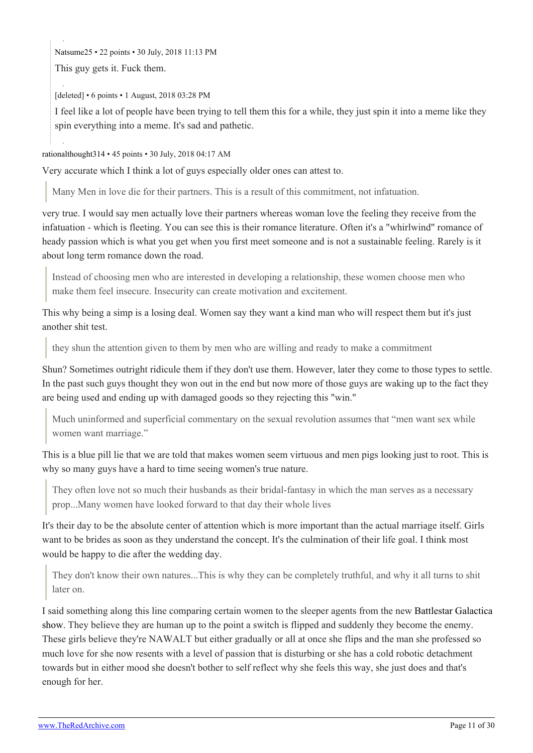Natsume25 • 22 points • 30 July, 2018 11:13 PM

This guy gets it. Fuck them.

[deleted] • 6 points • 1 August, 2018 03:28 PM

I feel like a lot of people have been trying to tell them this for a while, they just spin it into a meme like they spin everything into a meme. It's sad and pathetic.

rationalthought314 • 45 points • 30 July, 2018 04:17 AM

Very accurate which I think a lot of guys especially older ones can attest to.

> Many Men in love die for their partners. This is a result of this commitment, not infatuation.

very true. I would say men actually love their partners whereas woman love the feeling they receive from the infatuation - which is fleeting. You can see this is their romance literature. Often it's a "whirlwind" romance of heady passion which is what you get when you first meet someone and is not a sustainable feeling. Rarely is it about long term romance down the road.

> Instead of choosing men who are interested in developing a relationship, these women choose men who make them feel insecure. Insecurity can create motivation and excitement.

This why being a simp is a losing deal. Women say they want a kind man who will respect them but it's just another shit test.

> they shun the attention given to them by men who are willing and ready to make a commitment

Shun? Sometimes outright ridicule them if they don't use them. However, later they come to those types to settle. In the past such guys thought they won out in the end but now more of those guys are waking up to the fact they are being used and ending up with damaged goods so they rejecting this "win."

> Much uninformed and superficial commentary on the sexual revolution assumes that "men want sex while women want marriage."

This is a blue pill lie that we are told that makes women seem virtuous and men pigs looking just to root. This is why so many guys have a hard to time seeing women's true nature.

> They often love not so much their husbands as their bridal-fantasy in which the man serves as a necessary prop...Many women have looked forward to that day their whole lives

It's their day to be the absolute center of attention which is more important than the actual marriage itself. Girls want to be brides as soon as they understand the concept. It's the culmination of their life goal. I think most would be happy to die after the wedding day.

> They don't know their own natures...This is why they can be completely truthful, and why it all turns to shit later on.

I said something along this line comparing certain women to the sleeper agents from the new Battlestar Galactica show. They believe they are human up to the point a switch is flipped and suddenly they become the enemy. These girls believe they're NAWALT but either gradually or all at once she flips and the man she professed so much love for she now resents with a level of passion that is disturbing or she has a cold robotic detachment towards but in either mood she doesn't bother to self reflect why she feels this way, she just does and that's enough for her.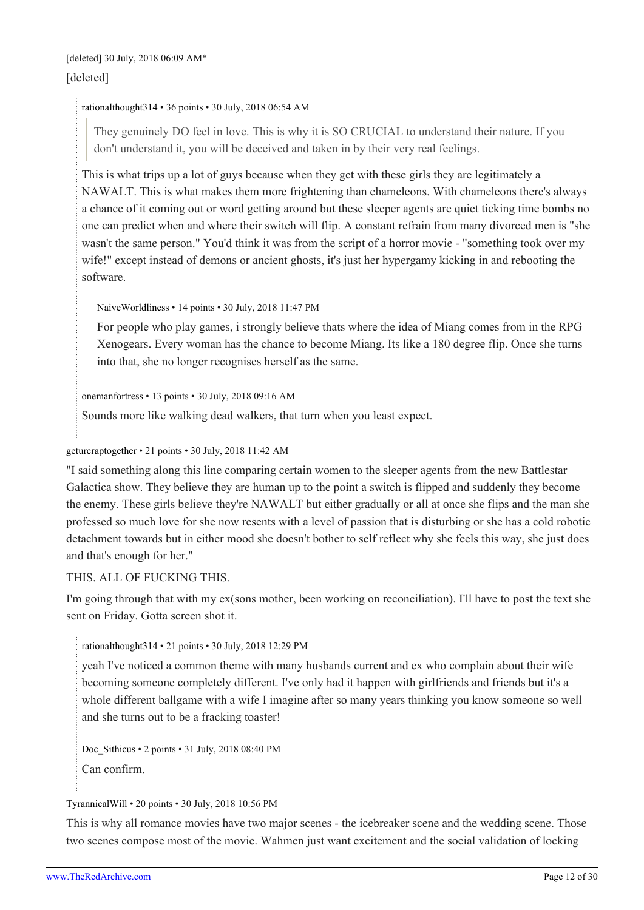[deleted] 30 July, 2018 06:09 AM*

[deleted]

rationalthought314 • 36 points • 30 July, 2018 06:54 AM

> They genuinely DO feel in love. This is why it is SO CRUCIAL to understand their nature. If you don't understand it, you will be deceived and taken in by their very real feelings.

This is what trips up a lot of guys because when they get with these girls they are legitimately a NAWALT. This is what makes them more frightening than chameleons. With chameleons there's always a chance of it coming out or word getting around but these sleeper agents are quiet ticking time bombs no one can predict when and where their switch will flip. A constant refrain from many divorced men is "she wasn't the same person." You'd think it was from the script of a horror movie - "something took over my wife!" except instead of demons or ancient ghosts, it's just her hypergamy kicking in and rebooting the software.

NaiveWorldliness • 14 points • 30 July, 2018 11:47 PM

For people who play games, i strongly believe thats where the idea of Miang comes from in the RPG Xenogears. Every woman has the chance to become Miang. Its like a 180 degree flip. Once she turns into that, she no longer recognises herself as the same.

onemanfortress • 13 points • 30 July, 2018 09:16 AM

Sounds more like walking dead walkers, that turn when you least expect.

geturcraptogether • 21 points • 30 July, 2018 11:42 AM

"I said something along this line comparing certain women to the sleeper agents from the new Battlestar Galactica show. They believe they are human up to the point a switch is flipped and suddenly they become the enemy. These girls believe they're NAWALT but either gradually or all at once she flips and the man she professed so much love for she now resents with a level of passion that is disturbing or she has a cold robotic detachment towards but in either mood she doesn't bother to self reflect why she feels this way, she just does and that's enough for her."

THIS. ALL OF FUCKING THIS.

I'm going through that with my ex(sons mother, been working on reconciliation). I'll have to post the text she sent on Friday. Gotta screen shot it.

rationalthought314 • 21 points • 30 July, 2018 12:29 PM

yeah I've noticed a common theme with many husbands current and ex who complain about their wife becoming someone completely different. I've only had it happen with girlfriends and friends but it's a whole different ballgame with a wife I imagine after so many years thinking you know someone so well and she turns out to be a fracking toaster!

Doc_Sithicus • 2 points • 31 July, 2018 08:40 PM

Can confirm.

TyrannicalWill • 20 points • 30 July, 2018 10:56 PM

This is why all romance movies have two major scenes - the icebreaker scene and the wedding scene. Those two scenes compose most of the movie. Wahmen just want excitement and the social validation of locking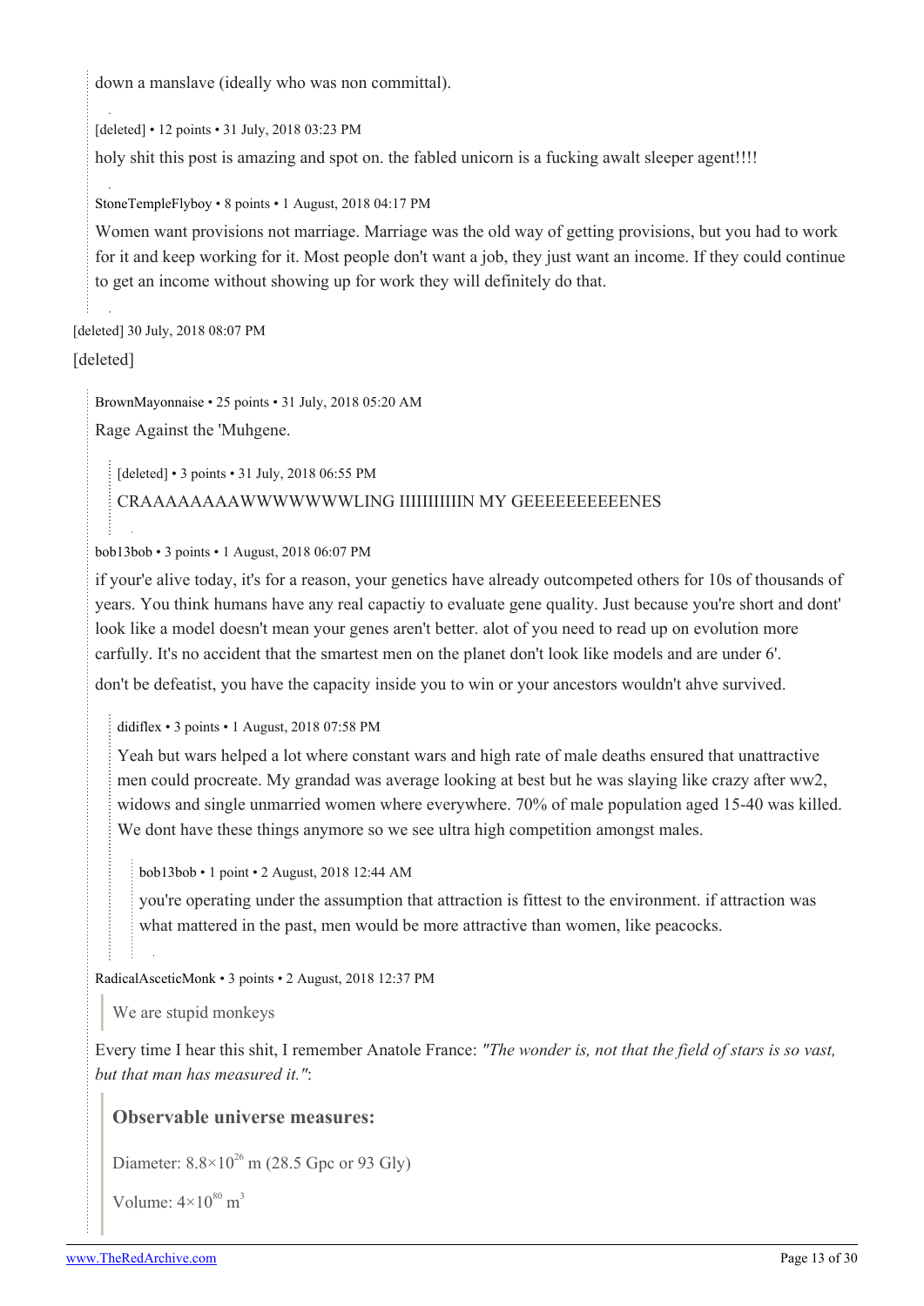down a manslave (ideally who was non committal).

[deleted] • 12 points • 31 July, 2018 03:23 PM

holy shit this post is amazing and spot on. the fabled unicorn is a fucking awalt sleeper agent!!!!

StoneTempleFlyboy • 8 points • 1 August, 2018 04:17 PM

Women want provisions not marriage. Marriage was the old way of getting provisions, but you had to work for it and keep working for it. Most people don't want a job, they just want an income. If they could continue to get an income without showing up for work they will definitely do that.

[deleted] 30 July, 2018 08:07 PM

[deleted]

BrownMayonnaise • 25 points • 31 July, 2018 05:20 AM

Rage Against the 'Muhgene.

[deleted] • 3 points • 31 July, 2018 06:55 PM

CRAAAAAAAAWWWWWWWLING IIIIIIIIIIN MY GEEEEEEEEEENES

bob13bob • 3 points • 1 August, 2018 06:07 PM

if your'e alive today, it's for a reason, your genetics have already outcompeted others for 10s of thousands of years. You think humans have any real capactiy to evaluate gene quality. Just because you're short and dont' look like a model doesn't mean your genes aren't better. alot of you need to read up on evolution more carfully. It's no accident that the smartest men on the planet don't look like models and are under 6'.

don't be defeatist, you have the capacity inside you to win or your ancestors wouldn't ahve survived.

didiflex • 3 points • 1 August, 2018 07:58 PM

Yeah but wars helped a lot where constant wars and high rate of male deaths ensured that unattractive men could procreate. My grandad was average looking at best but he was slaying like crazy after ww2, widows and single unmarried women where everywhere. 70% of male population aged 15-40 was killed. We dont have these things anymore so we see ultra high competition amongst males.

bob13bob • 1 point • 2 August, 2018 12:44 AM

you're operating under the assumption that attraction is fittest to the environment. if attraction was what mattered in the past, men would be more attractive than women, like peacocks.

RadicalAsceticMonk • 3 points • 2 August, 2018 12:37 PM

> We are stupid monkeys

Every time I hear this shit, I remember Anatole France: *"The wonder is, not that the field of stars is so vast, but that man has measured it."*:

> **Observable universe measures:**
>
> Diameter: $8.8\times10^{26}$ m (28.5 Gpc or 93 Gly)
>
> Volume: $4\times10^{80}$ $m^3$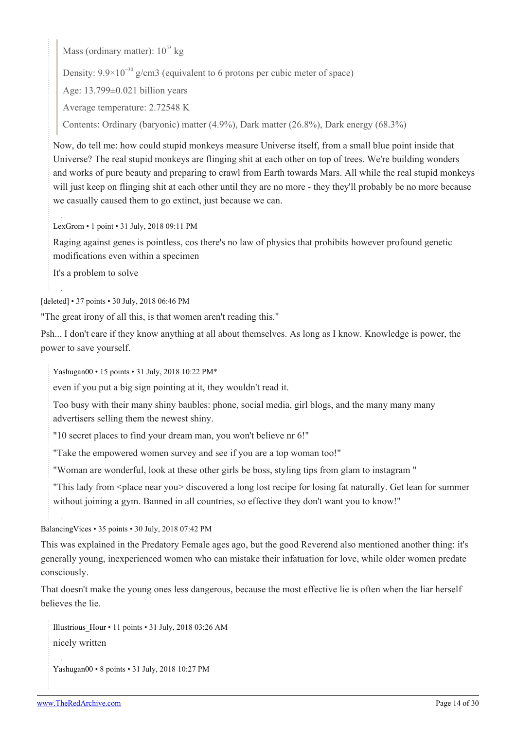> Mass (ordinary matter): $10^{53}$ kg
>
> Density: $9.9 \times 10^{-30}$ g/cm3 (equivalent to 6 protons per cubic meter of space)
>
> Age: 13.799±0.021 billion years
>
> Average temperature: 2.72548 K
>
> Contents: Ordinary (baryonic) matter (4.9%), Dark matter (26.8%), Dark energy (68.3%)

Now, do tell me: how could stupid monkeys measure Universe itself, from a small blue point inside that Universe? The real stupid monkeys are flinging shit at each other on top of trees. We're building wonders and works of pure beauty and preparing to crawl from Earth towards Mars. All while the real stupid monkeys will just keep on flinging shit at each other until they are no more - they they'll probably be no more because we casually caused them to go extinct, just because we can.

LexGrom • 1 point • 31 July, 2018 09:11 PM

Raging against genes is pointless, cos there's no law of physics that prohibits however profound genetic modifications even within a specimen

It's a problem to solve

[deleted] • 37 points • 30 July, 2018 06:46 PM

"The great irony of all this, is that women aren't reading this."

Psh... I don't care if they know anything at all about themselves. As long as I know. Knowledge is power, the power to save yourself.

Yashugan00 • 15 points • 31 July, 2018 10:22 PM*

even if you put a big sign pointing at it, they wouldn't read it.

Too busy with their many shiny baubles: phone, social media, girl blogs, and the many many many advertisers selling them the newest shiny.

"10 secret places to find your dream man, you won't believe nr 6!"

"Take the empowered women survey and see if you are a top woman too!"

"Woman are wonderful, look at these other girls be boss, styling tips from glam to instagram "

"This lady from <place near you> discovered a long lost recipe for losing fat naturally. Get lean for summer without joining a gym. Banned in all countries, so effective they don't want you to know!"

BalancingVices • 35 points • 30 July, 2018 07:42 PM

This was explained in the Predatory Female ages ago, but the good Reverend also mentioned another thing: it's generally young, inexperienced women who can mistake their infatuation for love, while older women predate consciously.

That doesn't make the young ones less dangerous, because the most effective lie is often when the liar herself believes the lie.

Illustrious_Hour • 11 points • 31 July, 2018 03:26 AM

nicely written

Yashugan00 • 8 points • 31 July, 2018 10:27 PM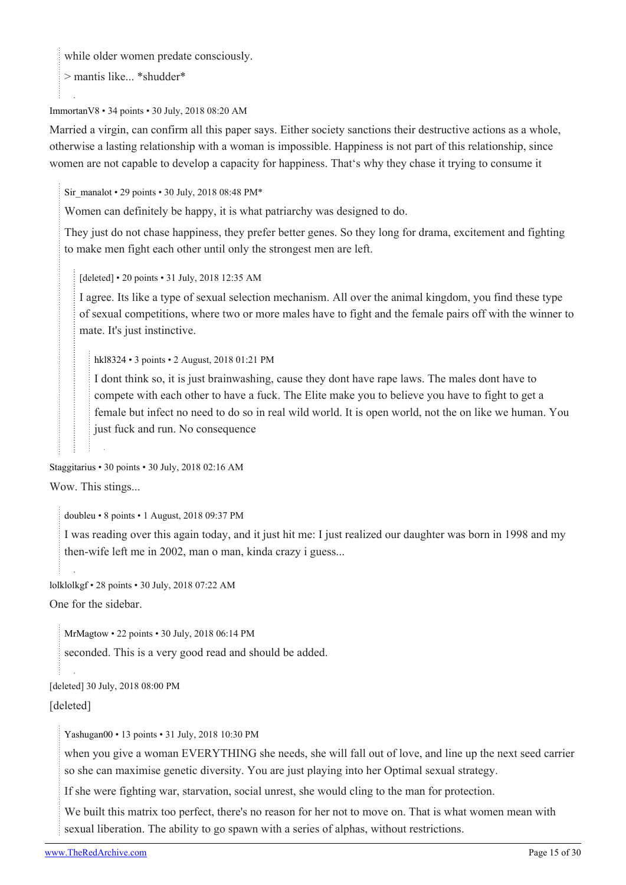> while older women predate consciously.
>
> > mantis like... *shudder*

ImmortanV8 • 34 points • 30 July, 2018 08:20 AM

Married a virgin, can confirm all this paper says. Either society sanctions their destructive actions as a whole, otherwise a lasting relationship with a woman is impossible. Happiness is not part of this relationship, since women are not capable to develop a capacity for happiness. That‘s why they chase it trying to consume it

> Sir_manalot • 29 points • 30 July, 2018 08:48 PM*
>
> Women can definitely be happy, it is what patriarchy was designed to do.
>
> They just do not chase happiness, they prefer better genes. So they long for drama, excitement and fighting to make men fight each other until only the strongest men are left.
>
> > [deleted] • 20 points • 31 July, 2018 12:35 AM
> >
> > I agree. Its like a type of sexual selection mechanism. All over the animal kingdom, you find these type of sexual competitions, where two or more males have to fight and the female pairs off with the winner to mate. It's just instinctive.
> >
> > > hkl8324 • 3 points • 2 August, 2018 01:21 PM
> > >
> > > I dont think so, it is just brainwashing, cause they dont have rape laws. The males dont have to compete with each other to have a fuck. The Elite make you to believe you have to fight to get a female but infect no need to do so in real wild world. It is open world, not the on like we human. You just fuck and run. No consequence

Staggitarius • 30 points • 30 July, 2018 02:16 AM

Wow. This stings...

> doubleu • 8 points • 1 August, 2018 09:37 PM
>
> I was reading over this again today, and it just hit me: I just realized our daughter was born in 1998 and my then-wife left me in 2002, man o man, kinda crazy i guess...

lolklolkgf • 28 points • 30 July, 2018 07:22 AM

One for the sidebar.

> MrMagtow • 22 points • 30 July, 2018 06:14 PM
>
> seconded. This is a very good read and should be added.

[deleted] 30 July, 2018 08:00 PM

[deleted]

> Yashugan00 • 13 points • 31 July, 2018 10:30 PM
>
> when you give a woman EVERYTHING she needs, she will fall out of love, and line up the next seed carrier so she can maximise genetic diversity. You are just playing into her Optimal sexual strategy.
>
> If she were fighting war, starvation, social unrest, she would cling to the man for protection.
>
> We built this matrix too perfect, there's no reason for her not to move on. That is what women mean with sexual liberation. The ability to go spawn with a series of alphas, without restrictions.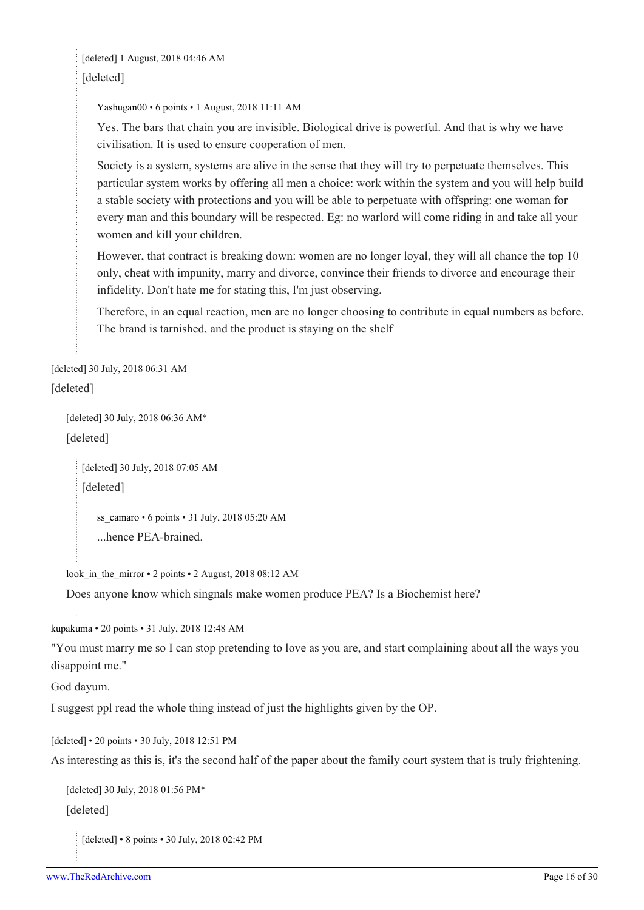[deleted] 1 August, 2018 04:46 AM

[deleted]

Yashugan00 • 6 points • 1 August, 2018 11:11 AM

Yes. The bars that chain you are invisible. Biological drive is powerful. And that is why we have civilisation. It is used to ensure cooperation of men.

Society is a system, systems are alive in the sense that they will try to perpetuate themselves. This particular system works by offering all men a choice: work within the system and you will help build a stable society with protections and you will be able to perpetuate with offspring: one woman for every man and this boundary will be respected. Eg: no warlord will come riding in and take all your women and kill your children.

However, that contract is breaking down: women are no longer loyal, they will all chance the top 10 only, cheat with impunity, marry and divorce, convince their friends to divorce and encourage their infidelity. Don't hate me for stating this, I'm just observing.

Therefore, in an equal reaction, men are no longer choosing to contribute in equal numbers as before. The brand is tarnished, and the product is staying on the shelf

[deleted] 30 July, 2018 06:31 AM

[deleted]

[deleted] 30 July, 2018 06:36 AM*

[deleted]

[deleted] 30 July, 2018 07:05 AM

[deleted]

ss_camaro • 6 points • 31 July, 2018 05:20 AM

...hence PEA-brained.

look_in_the_mirror • 2 points • 2 August, 2018 08:12 AM

Does anyone know which singnals make women produce PEA? Is a Biochemist here?

kupakuma • 20 points • 31 July, 2018 12:48 AM

"You must marry me so I can stop pretending to love as you are, and start complaining about all the ways you disappoint me."

God dayum.

I suggest ppl read the whole thing instead of just the highlights given by the OP.

[deleted] • 20 points • 30 July, 2018 12:51 PM

As interesting as this is, it's the second half of the paper about the family court system that is truly frightening.

[deleted] 30 July, 2018 01:56 PM*

[deleted]

[deleted] • 8 points • 30 July, 2018 02:42 PM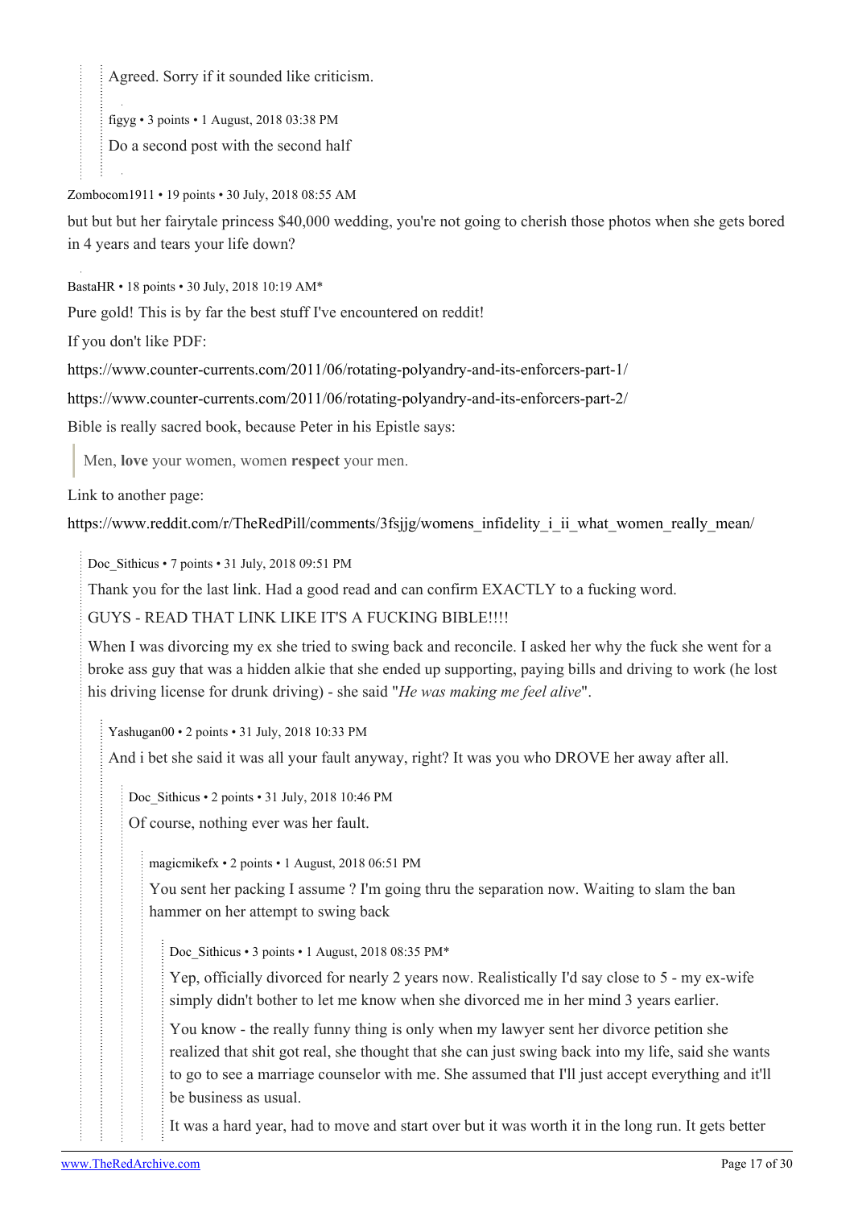Agreed. Sorry if it sounded like criticism.

figyg • 3 points • 1 August, 2018 03:38 PM

Do a second post with the second half

Zombocom1911 • 19 points • 30 July, 2018 08:55 AM

but but but her fairytale princess $40,000 wedding, you're not going to cherish those photos when she gets bored in 4 years and tears your life down?

BastaHR • 18 points • 30 July, 2018 10:19 AM*

Pure gold! This is by far the best stuff I've encountered on reddit!

If you don't like PDF:

https://www.counter-currents.com/2011/06/rotating-polyandry-and-its-enforcers-part-1/

https://www.counter-currents.com/2011/06/rotating-polyandry-and-its-enforcers-part-2/

Bible is really sacred book, because Peter in his Epistle says:

> Men, **love** your women, women **respect** your men.

Link to another page:

https://www.reddit.com/r/TheRedPill/comments/3fsjjg/womens_infidelity_i_ii_what_women_really_mean/

Doc_Sithicus • 7 points • 31 July, 2018 09:51 PM

Thank you for the last link. Had a good read and can confirm EXACTLY to a fucking word.

GUYS - READ THAT LINK LIKE IT'S A FUCKING BIBLE!!!!

When I was divorcing my ex she tried to swing back and reconcile. I asked her why the fuck she went for a broke ass guy that was a hidden alkie that she ended up supporting, paying bills and driving to work (he lost his driving license for drunk driving) - she said "*He was making me feel alive*".

Yashugan00 • 2 points • 31 July, 2018 10:33 PM

And i bet she said it was all your fault anyway, right? It was you who DROVE her away after all.

Doc_Sithicus • 2 points • 31 July, 2018 10:46 PM

Of course, nothing ever was her fault.

magicmikefx • 2 points • 1 August, 2018 06:51 PM

You sent her packing I assume ? I'm going thru the separation now. Waiting to slam the ban hammer on her attempt to swing back

Doc_Sithicus • 3 points • 1 August, 2018 08:35 PM*

Yep, officially divorced for nearly 2 years now. Realistically I'd say close to 5 - my ex-wife simply didn't bother to let me know when she divorced me in her mind 3 years earlier.

You know - the really funny thing is only when my lawyer sent her divorce petition she realized that shit got real, she thought that she can just swing back into my life, said she wants to go to see a marriage counselor with me. She assumed that I'll just accept everything and it'll be business as usual.

It was a hard year, had to move and start over but it was worth it in the long run. It gets better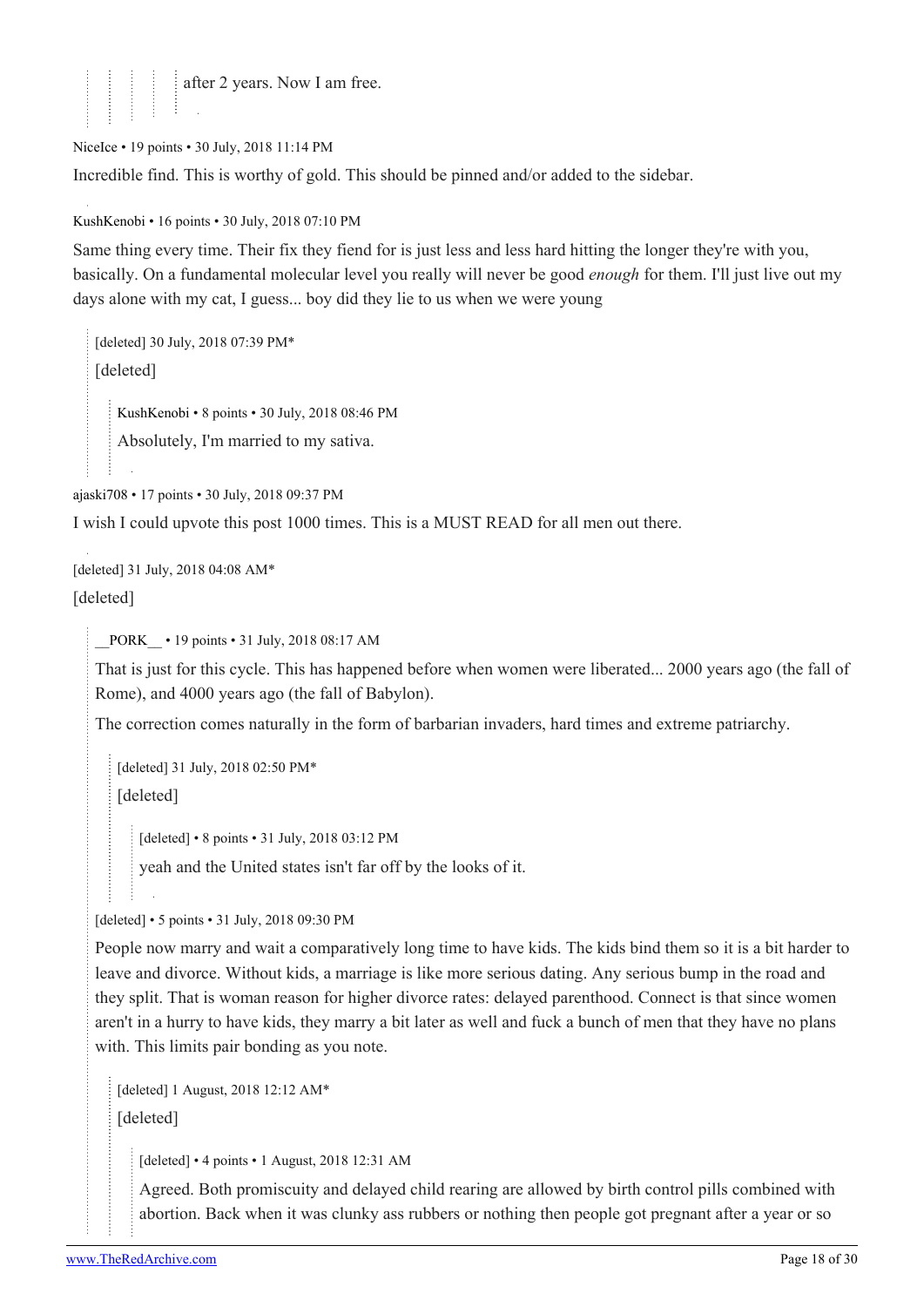after 2 years. Now I am free.

NiceIce • 19 points • 30 July, 2018 11:14 PM

Incredible find. This is worthy of gold. This should be pinned and/or added to the sidebar.

KushKenobi • 16 points • 30 July, 2018 07:10 PM

Same thing every time. Their fix they fiend for is just less and less hard hitting the longer they're with you, basically. On a fundamental molecular level you really will never be good *enough* for them. I'll just live out my days alone with my cat, I guess... boy did they lie to us when we were young

> [deleted] 30 July, 2018 07:39 PM*
>
> [deleted]
>
> > KushKenobi • 8 points • 30 July, 2018 08:46 PM
> >
> > Absolutely, I'm married to my sativa.

ajaski708 • 17 points • 30 July, 2018 09:37 PM

I wish I could upvote this post 1000 times. This is a MUST READ for all men out there.

[deleted] 31 July, 2018 04:08 AM*

[deleted]

> __PORK__ • 19 points • 31 July, 2018 08:17 AM
>
> That is just for this cycle. This has happened before when women were liberated... 2000 years ago (the fall of Rome), and 4000 years ago (the fall of Babylon).
>
> The correction comes naturally in the form of barbarian invaders, hard times and extreme patriarchy.
>
> > [deleted] 31 July, 2018 02:50 PM*
> >
> > [deleted]
> >
> > > [deleted] • 8 points • 31 July, 2018 03:12 PM
> > >
> > > yeah and the United states isn't far off by the looks of it.
>
> [deleted] • 5 points • 31 July, 2018 09:30 PM
>
> People now marry and wait a comparatively long time to have kids. The kids bind them so it is a bit harder to leave and divorce. Without kids, a marriage is like more serious dating. Any serious bump in the road and they split. That is woman reason for higher divorce rates: delayed parenthood. Connect is that since women aren't in a hurry to have kids, they marry a bit later as well and fuck a bunch of men that they have no plans with. This limits pair bonding as you note.
>
> > [deleted] 1 August, 2018 12:12 AM*
> >
> > [deleted]
> >
> > > [deleted] • 4 points • 1 August, 2018 12:31 AM
> > >
> > > Agreed. Both promiscuity and delayed child rearing are allowed by birth control pills combined with abortion. Back when it was clunky ass rubbers or nothing then people got pregnant after a year or so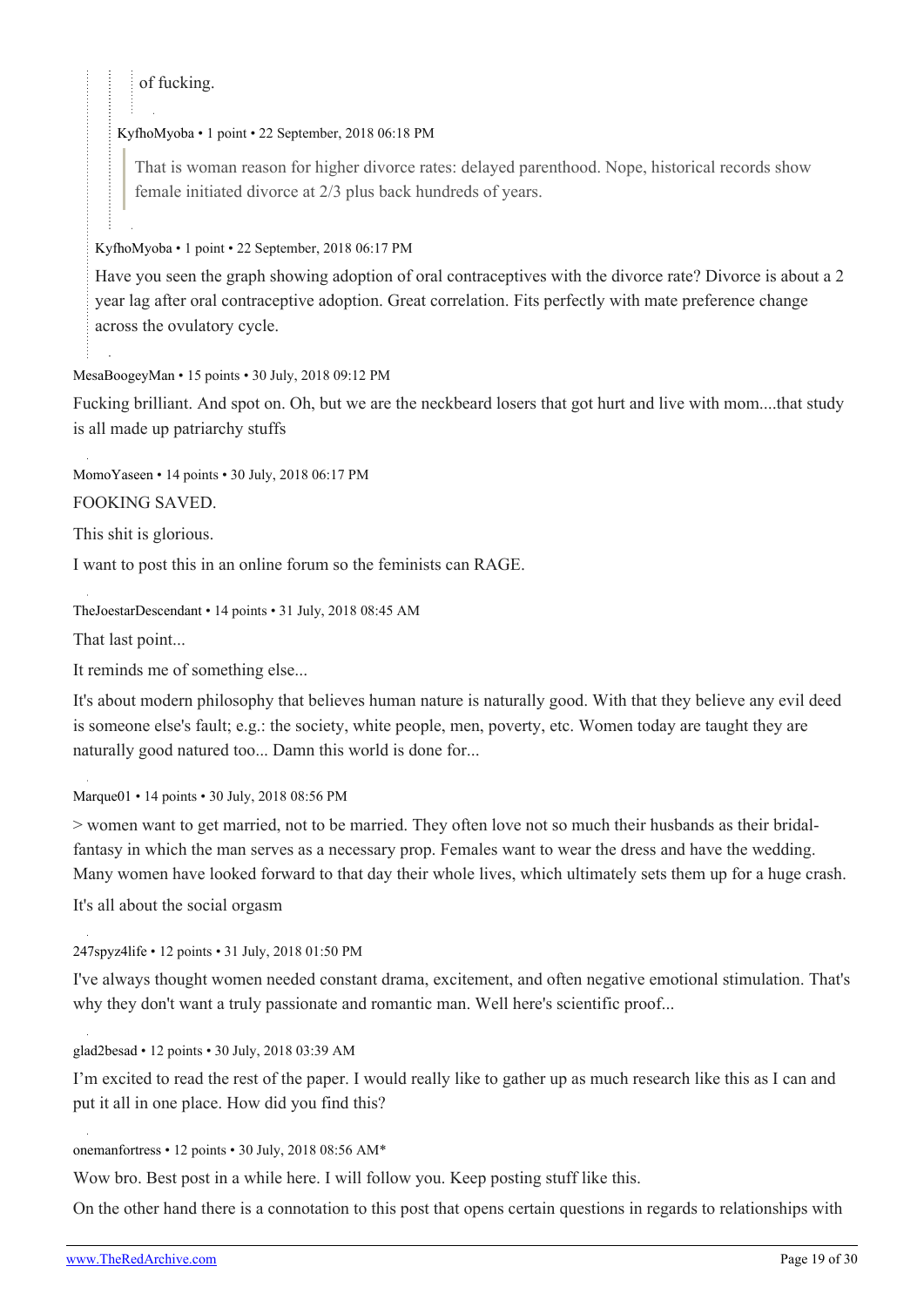of fucking.

KyfhoMyoba • 1 point • 22 September, 2018 06:18 PM

> That is woman reason for higher divorce rates: delayed parenthood. Nope, historical records show female initiated divorce at 2/3 plus back hundreds of years.

KyfhoMyoba • 1 point • 22 September, 2018 06:17 PM

Have you seen the graph showing adoption of oral contraceptives with the divorce rate? Divorce is about a 2 year lag after oral contraceptive adoption. Great correlation. Fits perfectly with mate preference change across the ovulatory cycle.

MesaBoogeyMan • 15 points • 30 July, 2018 09:12 PM

Fucking brilliant. And spot on. Oh, but we are the neckbeard losers that got hurt and live with mom....that study is all made up patriarchy stuffs

MomoYaseen • 14 points • 30 July, 2018 06:17 PM

FOOKING SAVED.

This shit is glorious.

I want to post this in an online forum so the feminists can RAGE.

TheJoestarDescendant • 14 points • 31 July, 2018 08:45 AM

That last point...

It reminds me of something else...

It's about modern philosophy that believes human nature is naturally good. With that they believe any evil deed is someone else's fault; e.g.: the society, white people, men, poverty, etc. Women today are taught they are naturally good natured too... Damn this world is done for...

Marque01 • 14 points • 30 July, 2018 08:56 PM

> women want to get married, not to be married. They often love not so much their husbands as their bridal-fantasy in which the man serves as a necessary prop. Females want to wear the dress and have the wedding. Many women have looked forward to that day their whole lives, which ultimately sets them up for a huge crash.

It's all about the social orgasm

247spyz4life • 12 points • 31 July, 2018 01:50 PM

I've always thought women needed constant drama, excitement, and often negative emotional stimulation. That's why they don't want a truly passionate and romantic man. Well here's scientific proof...

glad2besad • 12 points • 30 July, 2018 03:39 AM

I'm excited to read the rest of the paper. I would really like to gather up as much research like this as I can and put it all in one place. How did you find this?

onemanfortress • 12 points • 30 July, 2018 08:56 AM*

Wow bro. Best post in a while here. I will follow you. Keep posting stuff like this.

On the other hand there is a connotation to this post that opens certain questions in regards to relationships with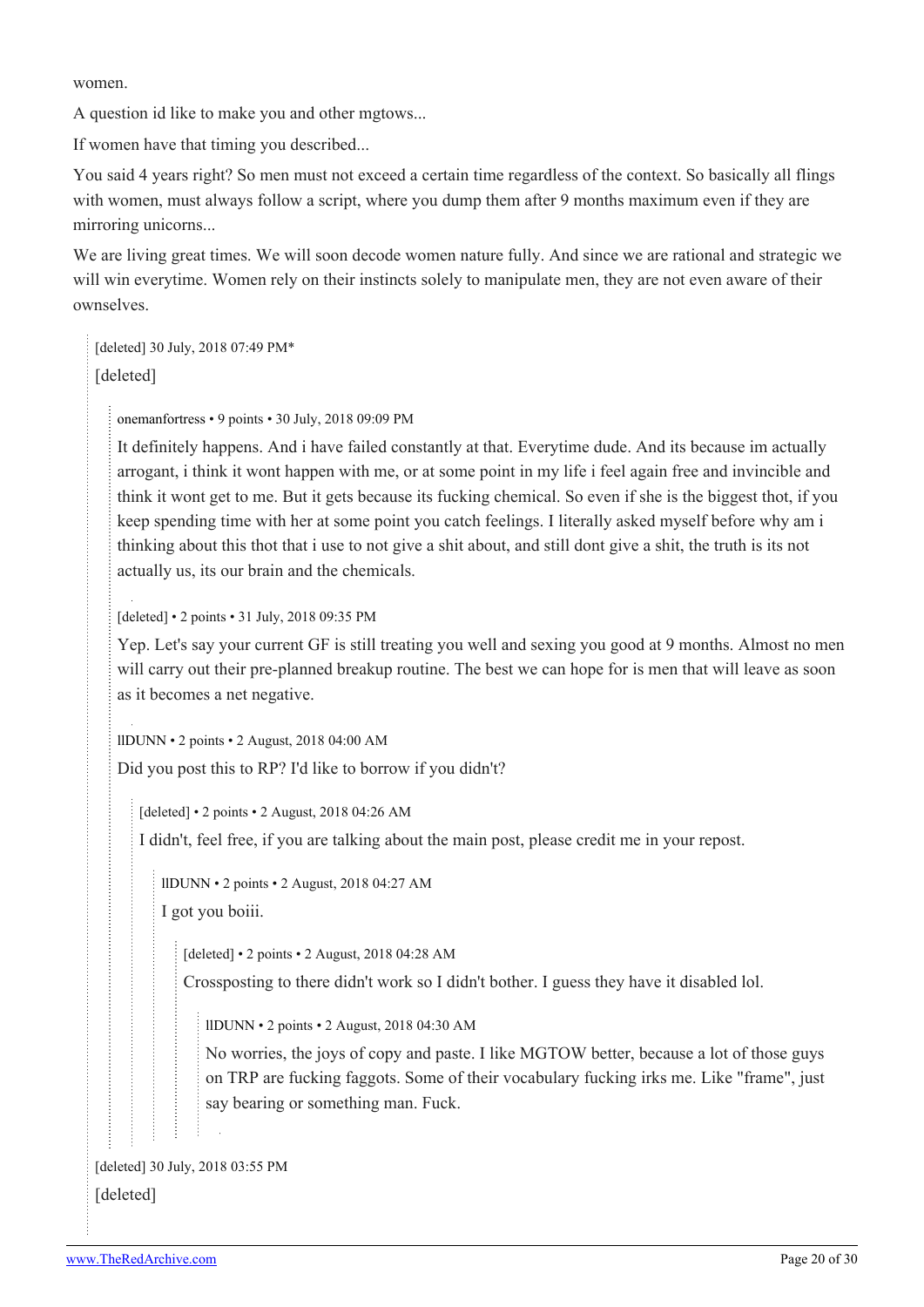women.

A question id like to make you and other mgtows...

If women have that timing you described...

You said 4 years right? So men must not exceed a certain time regardless of the context. So basically all flings with women, must always follow a script, where you dump them after 9 months maximum even if they are mirroring unicorns...

We are living great times. We will soon decode women nature fully. And since we are rational and strategic we will win everytime. Women rely on their instincts solely to manipulate men, they are not even aware of their ownselves.

> [deleted] 30 July, 2018 07:49 PM*
>
> [deleted]
>
> > onemanfortress • 9 points • 30 July, 2018 09:09 PM
> >
> > It definitely happens. And i have failed constantly at that. Everytime dude. And its because im actually arrogant, i think it wont happen with me, or at some point in my life i feel again free and invincible and think it wont get to me. But it gets because its fucking chemical. So even if she is the biggest thot, if you keep spending time with her at some point you catch feelings. I literally asked myself before why am i thinking about this thot that i use to not give a shit about, and still dont give a shit, the truth is its not actually us, its our brain and the chemicals.
>
> > [deleted] • 2 points • 31 July, 2018 09:35 PM
> >
> > Yep. Let's say your current GF is still treating you well and sexing you good at 9 months. Almost no men will carry out their pre-planned breakup routine. The best we can hope for is men that will leave as soon as it becomes a net negative.
>
> > lIDUNN • 2 points • 2 August, 2018 04:00 AM
> >
> > Did you post this to RP? I'd like to borrow if you didn't?
> >
> > > [deleted] • 2 points • 2 August, 2018 04:26 AM
> > >
> > > I didn't, feel free, if you are talking about the main post, please credit me in your repost.
> > >
> > > > lIDUNN • 2 points • 2 August, 2018 04:27 AM
> > > >
> > > > I got you boiii.
> > > >
> > > > > [deleted] • 2 points • 2 August, 2018 04:28 AM
> > > > >
> > > > > Crossposting to there didn't work so I didn't bother. I guess they have it disabled lol.
> > > > >
> > > > > > lIDUNN • 2 points • 2 August, 2018 04:30 AM
> > > > > >
> > > > > > No worries, the joys of copy and paste. I like MGTOW better, because a lot of those guys on TRP are fucking faggots. Some of their vocabulary fucking irks me. Like "frame", just say bearing or something man. Fuck.

> [deleted] 30 July, 2018 03:55 PM
>
> [deleted]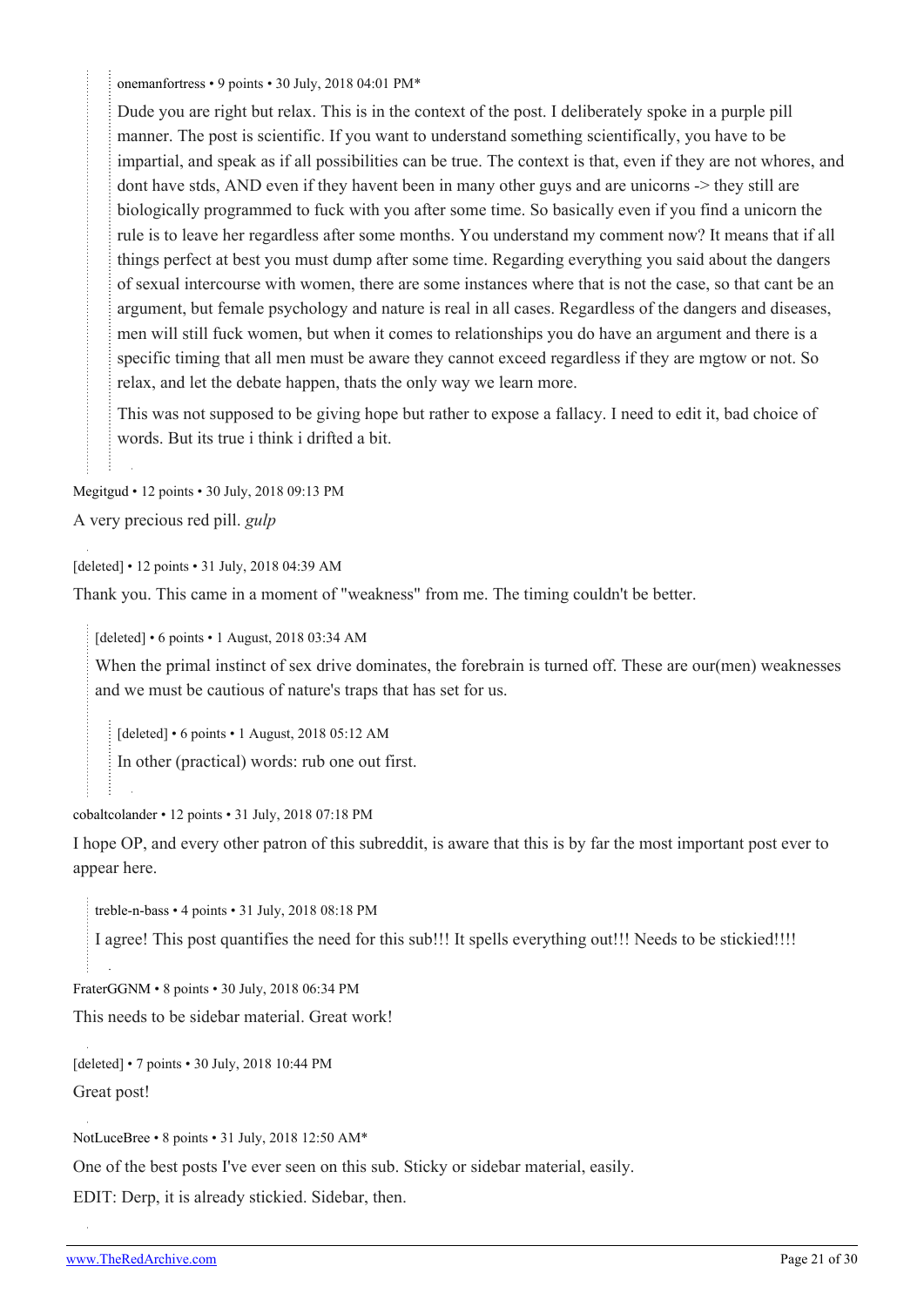> > onemanfortress • 9 points • 30 July, 2018 04:01 PM*
> >
> > Dude you are right but relax. This is in the context of the post. I deliberately spoke in a purple pill manner. The post is scientific. If you want to understand something scientifically, you have to be impartial, and speak as if all possibilities can be true. The context is that, even if they are not whores, and dont have stds, AND even if they havent been in many other guys and are unicorns -> they still are biologically programmed to fuck with you after some time. So basically even if you find a unicorn the rule is to leave her regardless after some months. You understand my comment now? It means that if all things perfect at best you must dump after some time. Regarding everything you said about the dangers of sexual intercourse with women, there are some instances where that is not the case, so that cant be an argument, but female psychology and nature is real in all cases. Regardless of the dangers and diseases, men will still fuck women, but when it comes to relationships you do have an argument and there is a specific timing that all men must be aware they cannot exceed regardless if they are mgtow or not. So relax, and let the debate happen, thats the only way we learn more.
> >
> > This was not supposed to be giving hope but rather to expose a fallacy. I need to edit it, bad choice of words. But its true i think i drifted a bit.

Megitgud • 12 points • 30 July, 2018 09:13 PM

A very precious red pill. *gulp*

[deleted] • 12 points • 31 July, 2018 04:39 AM

Thank you. This came in a moment of "weakness" from me. The timing couldn't be better.

> [deleted] • 6 points • 1 August, 2018 03:34 AM
>
> When the primal instinct of sex drive dominates, the forebrain is turned off. These are our(men) weaknesses and we must be cautious of nature's traps that has set for us.
>
> > [deleted] • 6 points • 1 August, 2018 05:12 AM
> >
> > In other (practical) words: rub one out first.

cobaltcolander • 12 points • 31 July, 2018 07:18 PM

I hope OP, and every other patron of this subreddit, is aware that this is by far the most important post ever to appear here.

> treble-n-bass • 4 points • 31 July, 2018 08:18 PM
>
> I agree! This post quantifies the need for this sub!!! It spells everything out!!! Needs to be stickied!!!!

FraterGGNM • 8 points • 30 July, 2018 06:34 PM

This needs to be sidebar material. Great work!

[deleted] • 7 points • 30 July, 2018 10:44 PM

Great post!

NotLuceBree • 8 points • 31 July, 2018 12:50 AM*

One of the best posts I've ever seen on this sub. Sticky or sidebar material, easily.

EDIT: Derp, it is already stickied. Sidebar, then.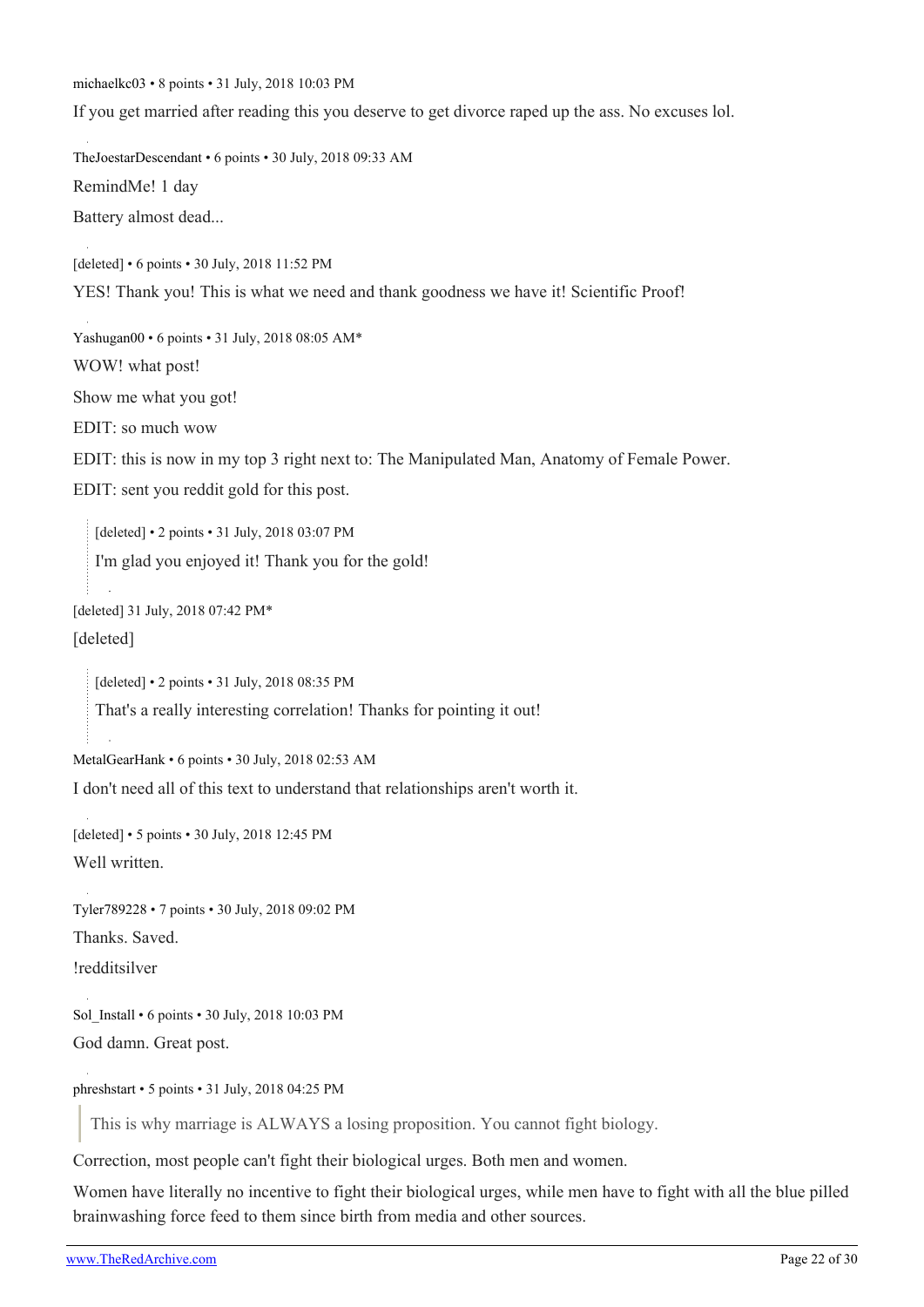michaelkc03 • 8 points • 31 July, 2018 10:03 PM

If you get married after reading this you deserve to get divorce raped up the ass. No excuses lol.

TheJoestarDescendant • 6 points • 30 July, 2018 09:33 AM

RemindMe! 1 day

Battery almost dead...

[deleted] • 6 points • 30 July, 2018 11:52 PM

YES! Thank you! This is what we need and thank goodness we have it! Scientific Proof!

Yashugan00 • 6 points • 31 July, 2018 08:05 AM*

WOW! what post!

Show me what you got!

EDIT: so much wow

EDIT: this is now in my top 3 right next to: The Manipulated Man, Anatomy of Female Power.

EDIT: sent you reddit gold for this post.

> [deleted] • 2 points • 31 July, 2018 03:07 PM
>
> I'm glad you enjoyed it! Thank you for the gold!

[deleted] 31 July, 2018 07:42 PM*

[deleted]

> [deleted] • 2 points • 31 July, 2018 08:35 PM
>
> That's a really interesting correlation! Thanks for pointing it out!

MetalGearHank • 6 points • 30 July, 2018 02:53 AM

I don't need all of this text to understand that relationships aren't worth it.

[deleted] • 5 points • 30 July, 2018 12:45 PM

Well written.

Tyler789228 • 7 points • 30 July, 2018 09:02 PM

Thanks. Saved.

!redditsilver

Sol_Install • 6 points • 30 July, 2018 10:03 PM

God damn. Great post.

phreshstart • 5 points • 31 July, 2018 04:25 PM

> This is why marriage is ALWAYS a losing proposition. You cannot fight biology.

Correction, most people can't fight their biological urges. Both men and women.

Women have literally no incentive to fight their biological urges, while men have to fight with all the blue pilled brainwashing force feed to them since birth from media and other sources.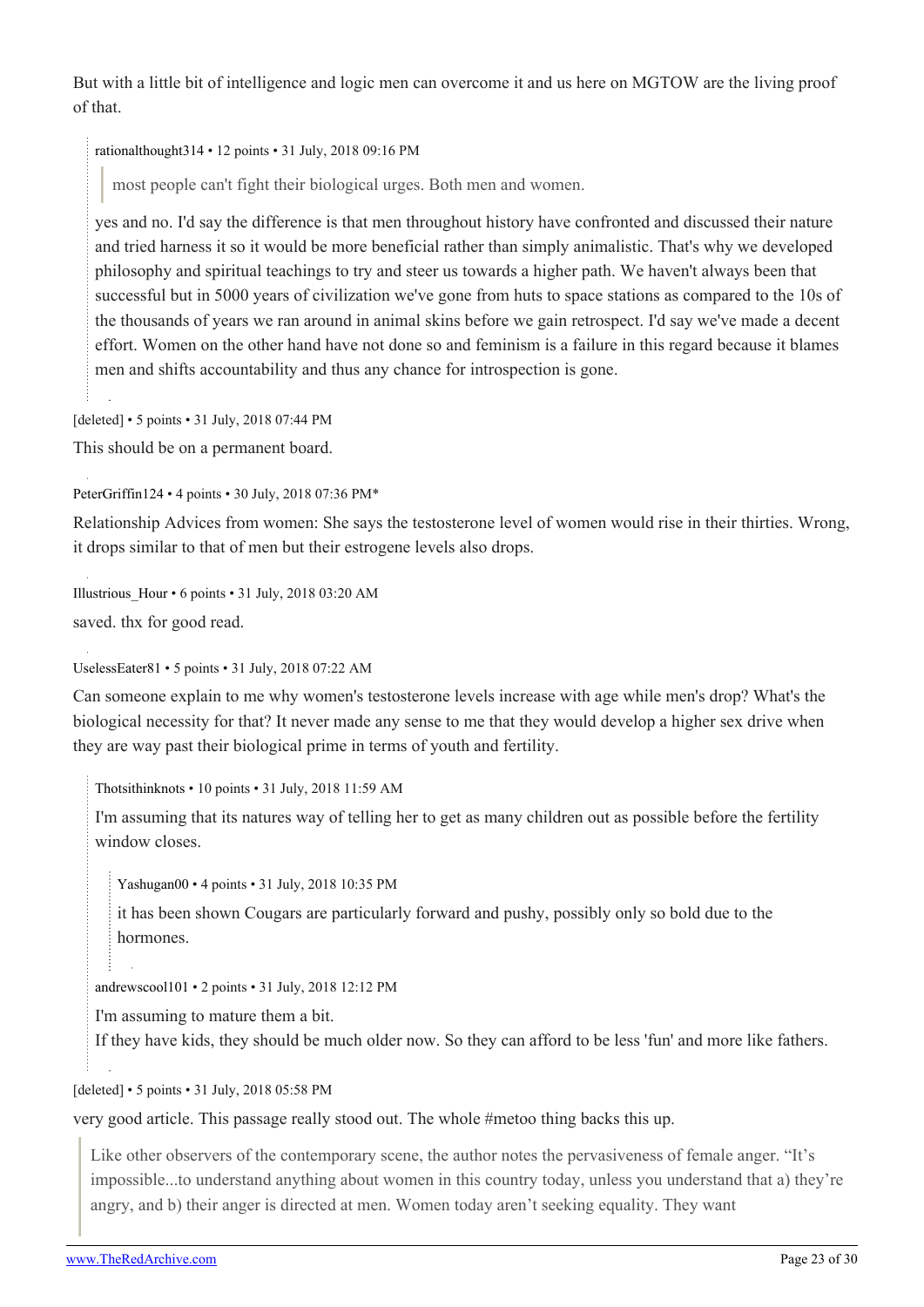But with a little bit of intelligence and logic men can overcome it and us here on MGTOW are the living proof of that.

> rationalthought314 • 12 points • 31 July, 2018 09:16 PM
>
> > most people can't fight their biological urges. Both men and women.
>
> yes and no. I'd say the difference is that men throughout history have confronted and discussed their nature and tried harness it so it would be more beneficial rather than simply animalistic. That's why we developed philosophy and spiritual teachings to try and steer us towards a higher path. We haven't always been that successful but in 5000 years of civilization we've gone from huts to space stations as compared to the 10s of the thousands of years we ran around in animal skins before we gain retrospect. I'd say we've made a decent effort. Women on the other hand have not done so and feminism is a failure in this regard because it blames men and shifts accountability and thus any chance for introspection is gone.

[deleted] • 5 points • 31 July, 2018 07:44 PM

This should be on a permanent board.

PeterGriffin124 • 4 points • 30 July, 2018 07:36 PM*

Relationship Advices from women: She says the testosterone level of women would rise in their thirties. Wrong, it drops similar to that of men but their estrogene levels also drops.

Illustrious_Hour • 6 points • 31 July, 2018 03:20 AM

saved. thx for good read.

UselessEater81 • 5 points • 31 July, 2018 07:22 AM

Can someone explain to me why women's testosterone levels increase with age while men's drop? What's the biological necessity for that? It never made any sense to me that they would develop a higher sex drive when they are way past their biological prime in terms of youth and fertility.

> Thotsithinknots • 10 points • 31 July, 2018 11:59 AM
>
> I'm assuming that its natures way of telling her to get as many children out as possible before the fertility window closes.
>
> > Yashugan00 • 4 points • 31 July, 2018 10:35 PM
> >
> > it has been shown Cougars are particularly forward and pushy, possibly only so bold due to the hormones.
>
> andrewscool101 • 2 points • 31 July, 2018 12:12 PM
>
> I'm assuming to mature them a bit.
> If they have kids, they should be much older now. So they can afford to be less 'fun' and more like fathers.

[deleted] • 5 points • 31 July, 2018 05:58 PM

very good article. This passage really stood out. The whole #metoo thing backs this up.

> Like other observers of the contemporary scene, the author notes the pervasiveness of female anger. "It's impossible...to understand anything about women in this country today, unless you understand that a) they're angry, and b) their anger is directed at men. Women today aren't seeking equality. They want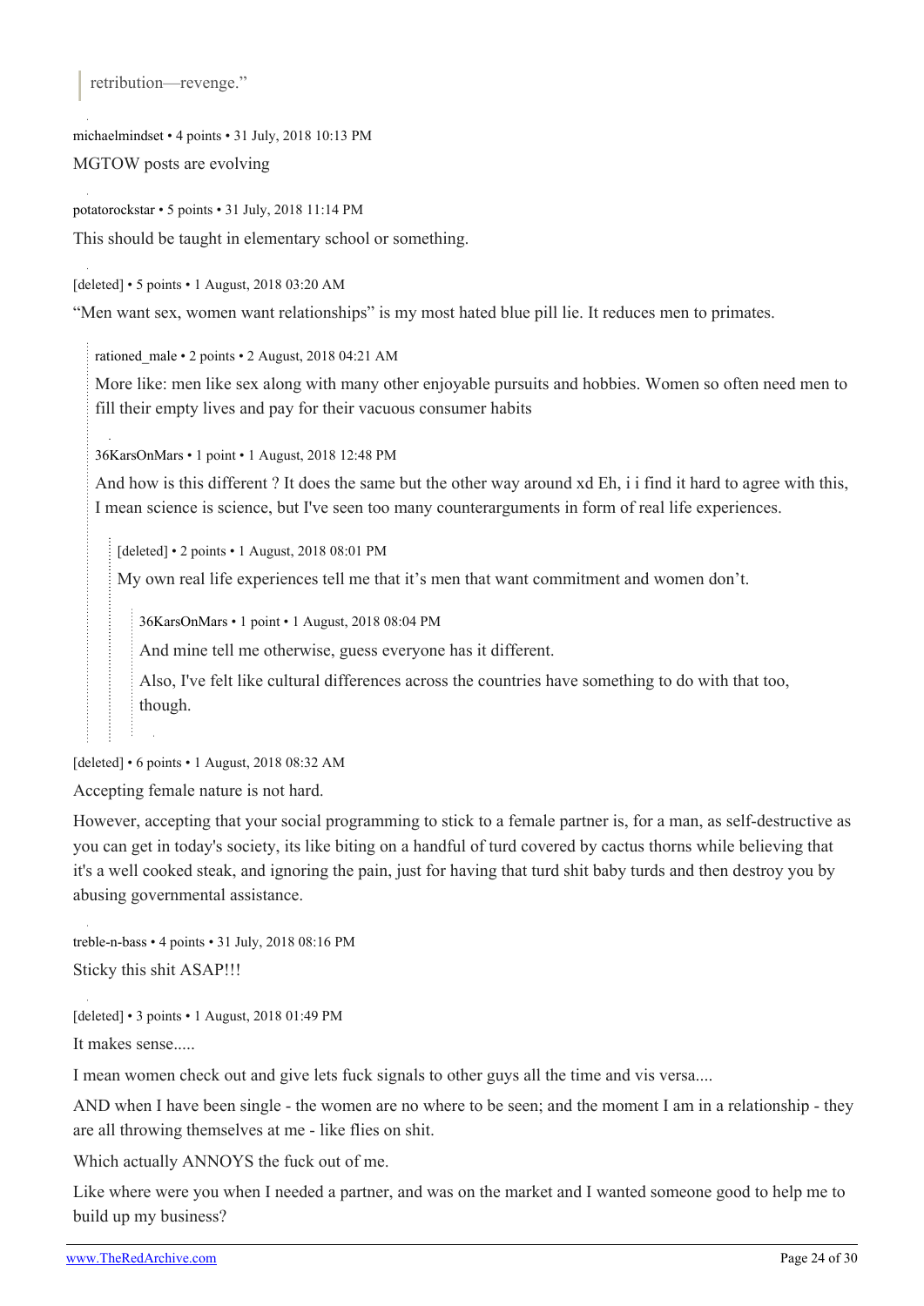> retribution—revenge."

michaelmindset • 4 points • 31 July, 2018 10:13 PM

MGTOW posts are evolving

potatorockstar • 5 points • 31 July, 2018 11:14 PM

This should be taught in elementary school or something.

[deleted] • 5 points • 1 August, 2018 03:20 AM

"Men want sex, women want relationships" is my most hated blue pill lie. It reduces men to primates.

> rationed_male • 2 points • 2 August, 2018 04:21 AM
>
> More like: men like sex along with many other enjoyable pursuits and hobbies. Women so often need men to fill their empty lives and pay for their vacuous consumer habits

> 36KarsOnMars • 1 point • 1 August, 2018 12:48 PM
>
> And how is this different ? It does the same but the other way around xd Eh, i i find it hard to agree with this, I mean science is science, but I've seen too many counterarguments in form of real life experiences.
>
> > [deleted] • 2 points • 1 August, 2018 08:01 PM
> >
> > My own real life experiences tell me that it's men that want commitment and women don't.
> >
> > > 36KarsOnMars • 1 point • 1 August, 2018 08:04 PM
> > >
> > > And mine tell me otherwise, guess everyone has it different.
> > >
> > > Also, I've felt like cultural differences across the countries have something to do with that too, though.

[deleted] • 6 points • 1 August, 2018 08:32 AM

Accepting female nature is not hard.

However, accepting that your social programming to stick to a female partner is, for a man, as self-destructive as you can get in today's society, its like biting on a handful of turd covered by cactus thorns while believing that it's a well cooked steak, and ignoring the pain, just for having that turd shit baby turds and then destroy you by abusing governmental assistance.

treble-n-bass • 4 points • 31 July, 2018 08:16 PM

Sticky this shit ASAP!!!

[deleted] • 3 points • 1 August, 2018 01:49 PM

It makes sense.....

I mean women check out and give lets fuck signals to other guys all the time and vis versa....

AND when I have been single - the women are no where to be seen; and the moment I am in a relationship - they are all throwing themselves at me - like flies on shit.

Which actually ANNOYS the fuck out of me.

Like where were you when I needed a partner, and was on the market and I wanted someone good to help me to build up my business?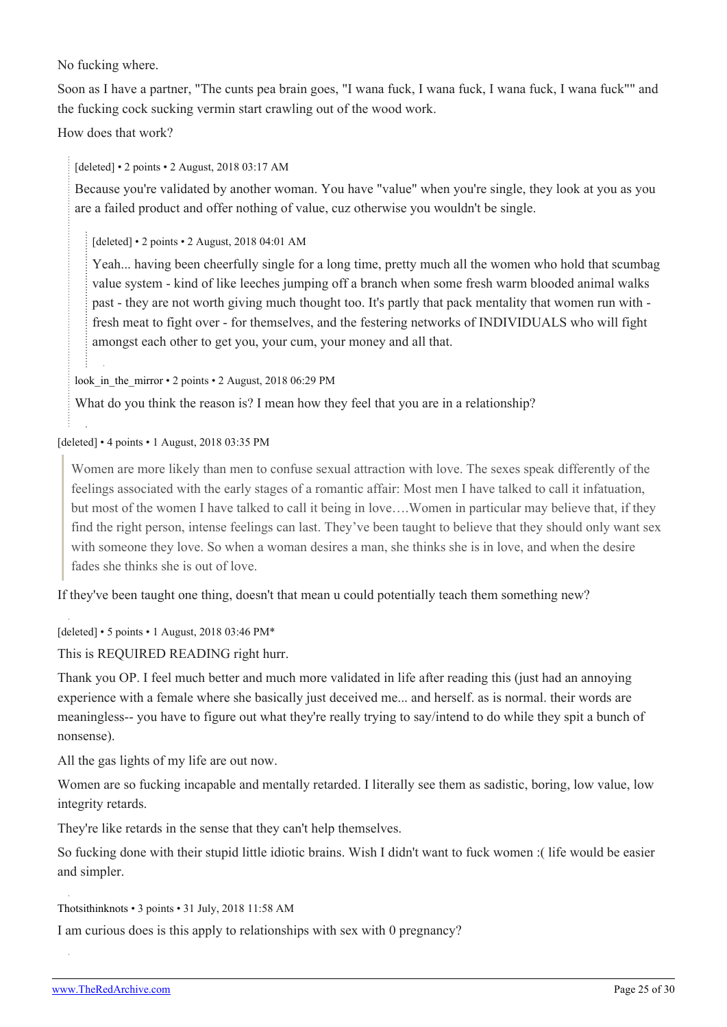No fucking where.

Soon as I have a partner, "The cunts pea brain goes, "I wana fuck, I wana fuck, I wana fuck, I wana fuck"" and the fucking cock sucking vermin start crawling out of the wood work.

How does that work?

> [deleted] • 2 points • 2 August, 2018 03:17 AM
>
> Because you're validated by another woman. You have "value" when you're single, they look at you as you are a failed product and offer nothing of value, cuz otherwise you wouldn't be single.
>
> > [deleted] • 2 points • 2 August, 2018 04:01 AM
> >
> > Yeah... having been cheerfully single for a long time, pretty much all the women who hold that scumbag value system - kind of like leeches jumping off a branch when some fresh warm blooded animal walks past - they are not worth giving much thought too. It's partly that pack mentality that women run with - fresh meat to fight over - for themselves, and the festering networks of INDIVIDUALS who will fight amongst each other to get you, your cum, your money and all that.
>
> look_in_the_mirror • 2 points • 2 August, 2018 06:29 PM
>
> What do you think the reason is? I mean how they feel that you are in a relationship?

[deleted] • 4 points • 1 August, 2018 03:35 PM

> Women are more likely than men to confuse sexual attraction with love. The sexes speak differently of the feelings associated with the early stages of a romantic affair: Most men I have talked to call it infatuation, but most of the women I have talked to call it being in love….Women in particular may believe that, if they find the right person, intense feelings can last. They've been taught to believe that they should only want sex with someone they love. So when a woman desires a man, she thinks she is in love, and when the desire fades she thinks she is out of love.

If they've been taught one thing, doesn't that mean u could potentially teach them something new?

[deleted] • 5 points • 1 August, 2018 03:46 PM*

This is REQUIRED READING right hurr.

Thank you OP. I feel much better and much more validated in life after reading this (just had an annoying experience with a female where she basically just deceived me... and herself. as is normal. their words are meaningless-- you have to figure out what they're really trying to say/intend to do while they spit a bunch of nonsense).

All the gas lights of my life are out now.

Women are so fucking incapable and mentally retarded. I literally see them as sadistic, boring, low value, low integrity retards.

They're like retards in the sense that they can't help themselves.

So fucking done with their stupid little idiotic brains. Wish I didn't want to fuck women :( life would be easier and simpler.

Thotsithinknots • 3 points • 31 July, 2018 11:58 AM

I am curious does is this apply to relationships with sex with 0 pregnancy?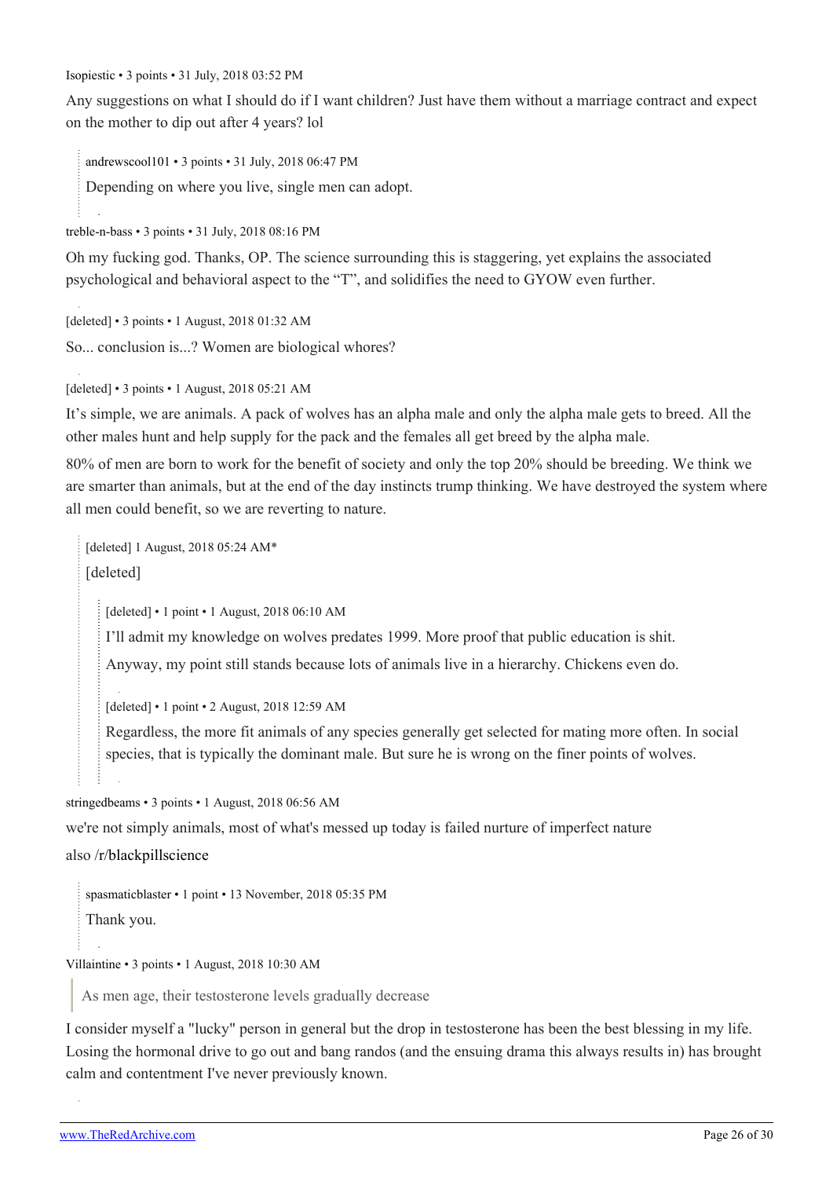Isopiestic • 3 points • 31 July, 2018 03:52 PM

Any suggestions on what I should do if I want children? Just have them without a marriage contract and expect on the mother to dip out after 4 years? lol

> andrewscool101 • 3 points • 31 July, 2018 06:47 PM
>
> Depending on where you live, single men can adopt.

treble-n-bass • 3 points • 31 July, 2018 08:16 PM

Oh my fucking god. Thanks, OP. The science surrounding this is staggering, yet explains the associated psychological and behavioral aspect to the "T", and solidifies the need to GYOW even further.

[deleted] • 3 points • 1 August, 2018 01:32 AM

So... conclusion is...? Women are biological whores?

[deleted] • 3 points • 1 August, 2018 05:21 AM

It's simple, we are animals. A pack of wolves has an alpha male and only the alpha male gets to breed. All the other males hunt and help supply for the pack and the females all get breed by the alpha male.

80% of men are born to work for the benefit of society and only the top 20% should be breeding. We think we are smarter than animals, but at the end of the day instincts trump thinking. We have destroyed the system where all men could benefit, so we are reverting to nature.

> [deleted] 1 August, 2018 05:24 AM*
>
> [deleted]
>
> > [deleted] • 1 point • 1 August, 2018 06:10 AM
> >
> > I'll admit my knowledge on wolves predates 1999. More proof that public education is shit.
> >
> > Anyway, my point still stands because lots of animals live in a hierarchy. Chickens even do.
> >
> > [deleted] • 1 point • 2 August, 2018 12:59 AM
> >
> > Regardless, the more fit animals of any species generally get selected for mating more often. In social species, that is typically the dominant male. But sure he is wrong on the finer points of wolves.

stringedbeams • 3 points • 1 August, 2018 06:56 AM

we're not simply animals, most of what's messed up today is failed nurture of imperfect nature

also /r/blackpillscience

> spasmaticblaster • 1 point • 13 November, 2018 05:35 PM
>
> Thank you.

Villaintine • 3 points • 1 August, 2018 10:30 AM

> As men age, their testosterone levels gradually decrease

I consider myself a "lucky" person in general but the drop in testosterone has been the best blessing in my life. Losing the hormonal drive to go out and bang randos (and the ensuing drama this always results in) has brought calm and contentment I've never previously known.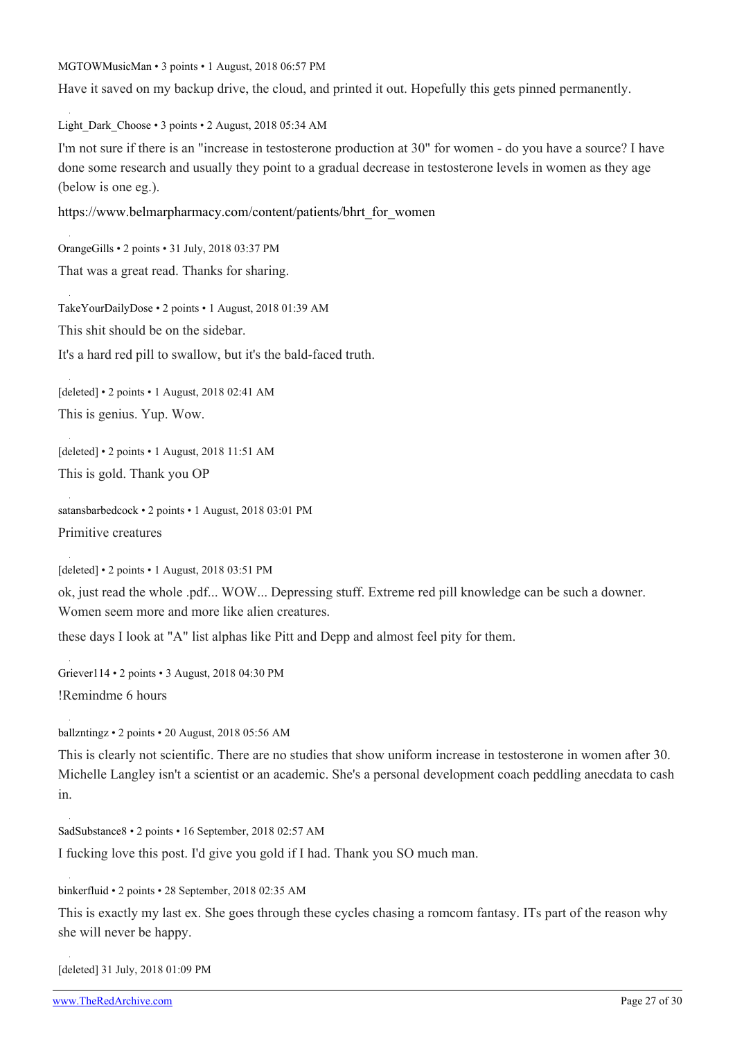MGTOWMusicMan • 3 points • 1 August, 2018 06:57 PM

Have it saved on my backup drive, the cloud, and printed it out. Hopefully this gets pinned permanently.

Light_Dark_Choose • 3 points • 2 August, 2018 05:34 AM

I'm not sure if there is an "increase in testosterone production at 30" for women - do you have a source? I have done some research and usually they point to a gradual decrease in testosterone levels in women as they age (below is one eg.).

https://www.belmarpharmacy.com/content/patients/bhrt_for_women

OrangeGills • 2 points • 31 July, 2018 03:37 PM

That was a great read. Thanks for sharing.

TakeYourDailyDose • 2 points • 1 August, 2018 01:39 AM

This shit should be on the sidebar.

It's a hard red pill to swallow, but it's the bald-faced truth.

[deleted] • 2 points • 1 August, 2018 02:41 AM

This is genius. Yup. Wow.

[deleted] • 2 points • 1 August, 2018 11:51 AM

This is gold. Thank you OP

satansbarbedcock • 2 points • 1 August, 2018 03:01 PM

Primitive creatures

[deleted] • 2 points • 1 August, 2018 03:51 PM

ok, just read the whole .pdf... WOW... Depressing stuff. Extreme red pill knowledge can be such a downer. Women seem more and more like alien creatures.

these days I look at "A" list alphas like Pitt and Depp and almost feel pity for them.

Griever114 • 2 points • 3 August, 2018 04:30 PM

!Remindme 6 hours

ballzntingz • 2 points • 20 August, 2018 05:56 AM

This is clearly not scientific. There are no studies that show uniform increase in testosterone in women after 30. Michelle Langley isn't a scientist or an academic. She's a personal development coach peddling anecdata to cash in.

SadSubstance8 • 2 points • 16 September, 2018 02:57 AM

I fucking love this post. I'd give you gold if I had. Thank you SO much man.

binkerfluid • 2 points • 28 September, 2018 02:35 AM

This is exactly my last ex. She goes through these cycles chasing a romcom fantasy. ITs part of the reason why she will never be happy.

[deleted] 31 July, 2018 01:09 PM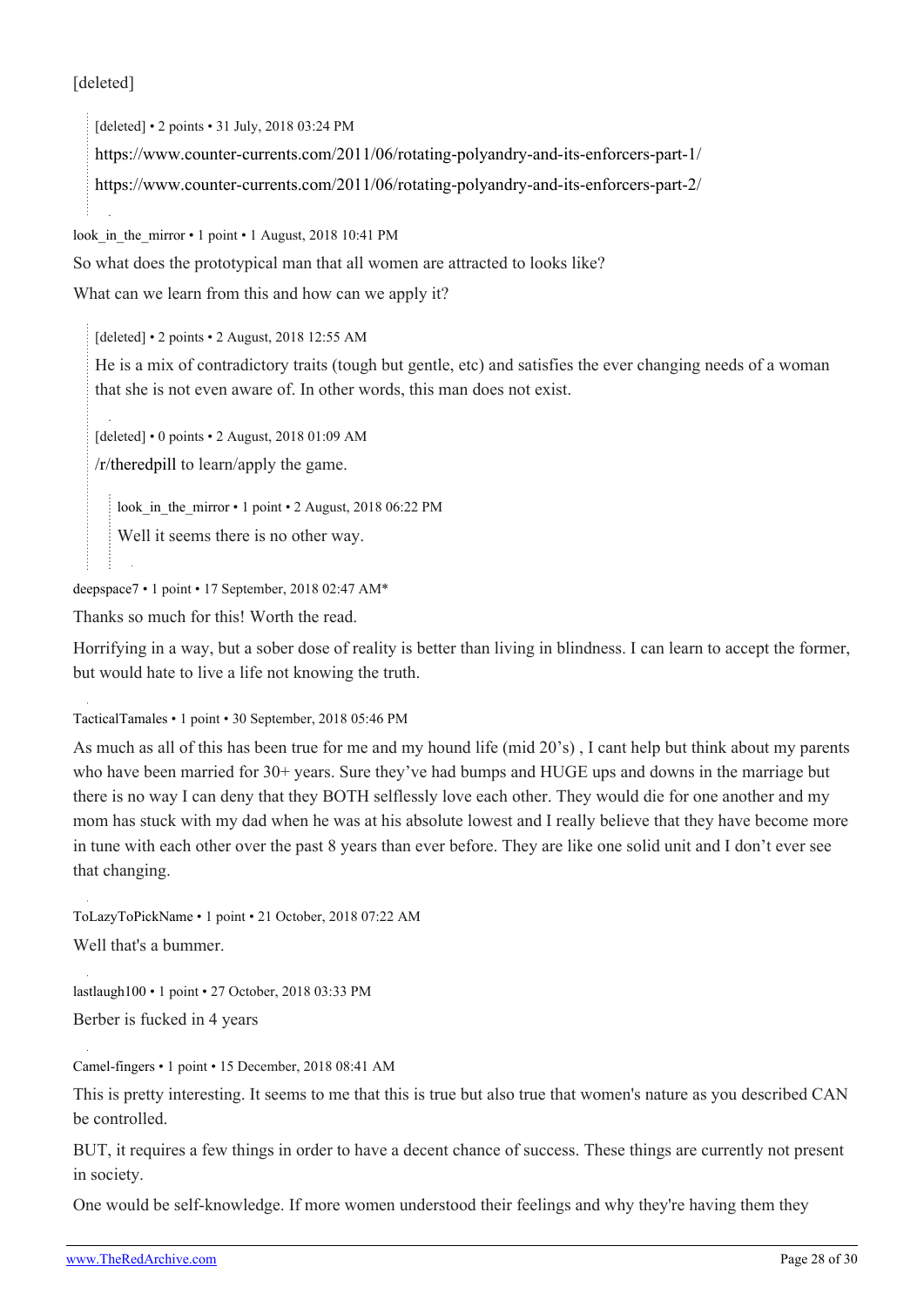[deleted]

> [deleted] • 2 points • 31 July, 2018 03:24 PM
>
> https://www.counter-currents.com/2011/06/rotating-polyandry-and-its-enforcers-part-1/
>
> https://www.counter-currents.com/2011/06/rotating-polyandry-and-its-enforcers-part-2/

look_in_the_mirror • 1 point • 1 August, 2018 10:41 PM

So what does the prototypical man that all women are attracted to looks like?

What can we learn from this and how can we apply it?

> [deleted] • 2 points • 2 August, 2018 12:55 AM
>
> He is a mix of contradictory traits (tough but gentle, etc) and satisfies the ever changing needs of a woman that she is not even aware of. In other words, this man does not exist.

> [deleted] • 0 points • 2 August, 2018 01:09 AM
>
> /r/theredpill to learn/apply the game.
>
> > look_in_the_mirror • 1 point • 2 August, 2018 06:22 PM
> >
> > Well it seems there is no other way.

deepspace7 • 1 point • 17 September, 2018 02:47 AM*

Thanks so much for this! Worth the read.

Horrifying in a way, but a sober dose of reality is better than living in blindness. I can learn to accept the former, but would hate to live a life not knowing the truth.

TacticalTamales • 1 point • 30 September, 2018 05:46 PM

As much as all of this has been true for me and my hound life (mid 20's) , I cant help but think about my parents who have been married for 30+ years. Sure they've had bumps and HUGE ups and downs in the marriage but there is no way I can deny that they BOTH selflessly love each other. They would die for one another and my mom has stuck with my dad when he was at his absolute lowest and I really believe that they have become more in tune with each other over the past 8 years than ever before. They are like one solid unit and I don't ever see that changing.

ToLazyToPickName • 1 point • 21 October, 2018 07:22 AM

Well that's a bummer.

lastlaugh100 • 1 point • 27 October, 2018 03:33 PM

Berber is fucked in 4 years

Camel-fingers • 1 point • 15 December, 2018 08:41 AM

This is pretty interesting. It seems to me that this is true but also true that women's nature as you described CAN be controlled.

BUT, it requires a few things in order to have a decent chance of success. These things are currently not present in society.

One would be self-knowledge. If more women understood their feelings and why they're having them they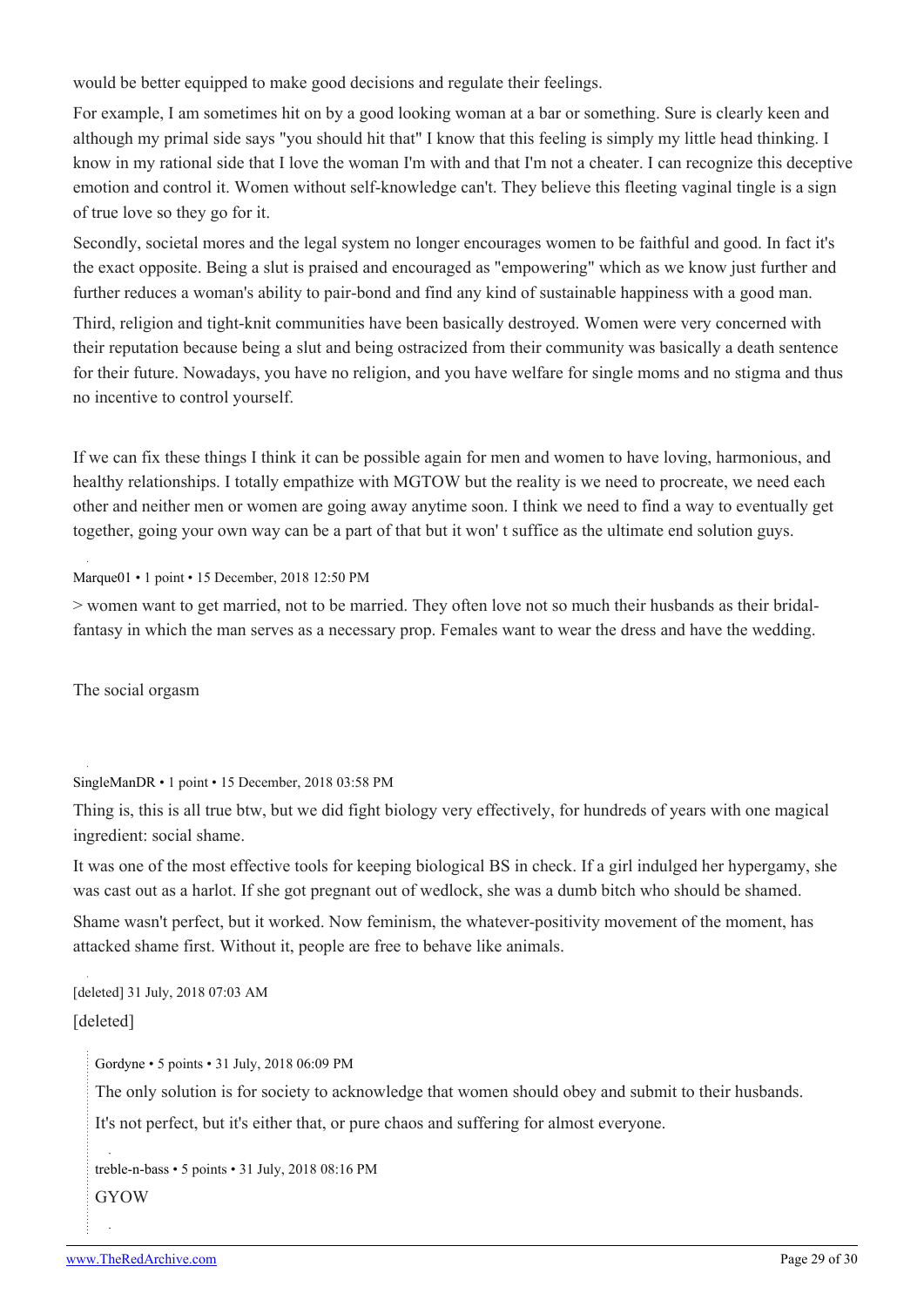would be better equipped to make good decisions and regulate their feelings.

For example, I am sometimes hit on by a good looking woman at a bar or something. Sure is clearly keen and although my primal side says "you should hit that" I know that this feeling is simply my little head thinking. I know in my rational side that I love the woman I'm with and that I'm not a cheater. I can recognize this deceptive emotion and control it. Women without self-knowledge can't. They believe this fleeting vaginal tingle is a sign of true love so they go for it.

Secondly, societal mores and the legal system no longer encourages women to be faithful and good. In fact it's the exact opposite. Being a slut is praised and encouraged as "empowering" which as we know just further and further reduces a woman's ability to pair-bond and find any kind of sustainable happiness with a good man.

Third, religion and tight-knit communities have been basically destroyed. Women were very concerned with their reputation because being a slut and being ostracized from their community was basically a death sentence for their future. Nowadays, you have no religion, and you have welfare for single moms and no stigma and thus no incentive to control yourself.

If we can fix these things I think it can be possible again for men and women to have loving, harmonious, and healthy relationships. I totally empathize with MGTOW but the reality is we need to procreate, we need each other and neither men or women are going away anytime soon. I think we need to find a way to eventually get together, going your own way can be a part of that but it won' t suffice as the ultimate end solution guys.

Marque01 • 1 point • 15 December, 2018 12:50 PM

> women want to get married, not to be married. They often love not so much their husbands as their bridal-fantasy in which the man serves as a necessary prop. Females want to wear the dress and have the wedding.

The social orgasm

SingleManDR • 1 point • 15 December, 2018 03:58 PM

Thing is, this is all true btw, but we did fight biology very effectively, for hundreds of years with one magical ingredient: social shame.

It was one of the most effective tools for keeping biological BS in check. If a girl indulged her hypergamy, she was cast out as a harlot. If she got pregnant out of wedlock, she was a dumb bitch who should be shamed.

Shame wasn't perfect, but it worked. Now feminism, the whatever-positivity movement of the moment, has attacked shame first. Without it, people are free to behave like animals.

[deleted] 31 July, 2018 07:03 AM

[deleted]

Gordyne • 5 points • 31 July, 2018 06:09 PM

The only solution is for society to acknowledge that women should obey and submit to their husbands.

It's not perfect, but it's either that, or pure chaos and suffering for almost everyone.

treble-n-bass • 5 points • 31 July, 2018 08:16 PM

GYOW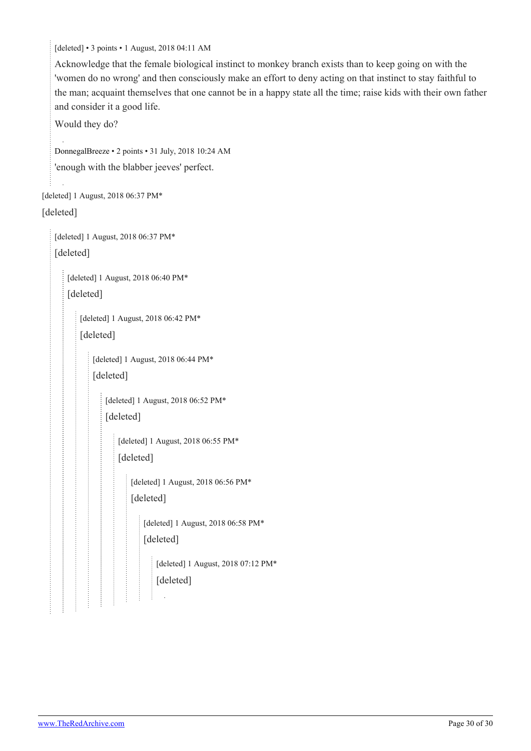[deleted] • 3 points • 1 August, 2018 04:11 AM

Acknowledge that the female biological instinct to monkey branch exists than to keep going on with the 'women do no wrong' and then consciously make an effort to deny acting on that instinct to stay faithful to the man; acquaint themselves that one cannot be in a happy state all the time; raise kids with their own father and consider it a good life.

Would they do?

DonnegalBreeze • 2 points • 31 July, 2018 10:24 AM

'enough with the blabber jeeves' perfect.

[deleted] 1 August, 2018 06:37 PM*

[deleted]

[deleted] 1 August, 2018 06:37 PM*

[deleted]

[deleted] 1 August, 2018 06:40 PM*

[deleted]

[deleted] 1 August, 2018 06:42 PM*

[deleted]

[deleted] 1 August, 2018 06:44 PM*

[deleted]

[deleted] 1 August, 2018 06:52 PM*

[deleted]

[deleted] 1 August, 2018 06:55 PM*

[deleted]

[deleted] 1 August, 2018 06:56 PM*

[deleted]

[deleted] 1 August, 2018 06:58 PM*

[deleted]

[deleted] 1 August, 2018 07:12 PM*

[deleted]